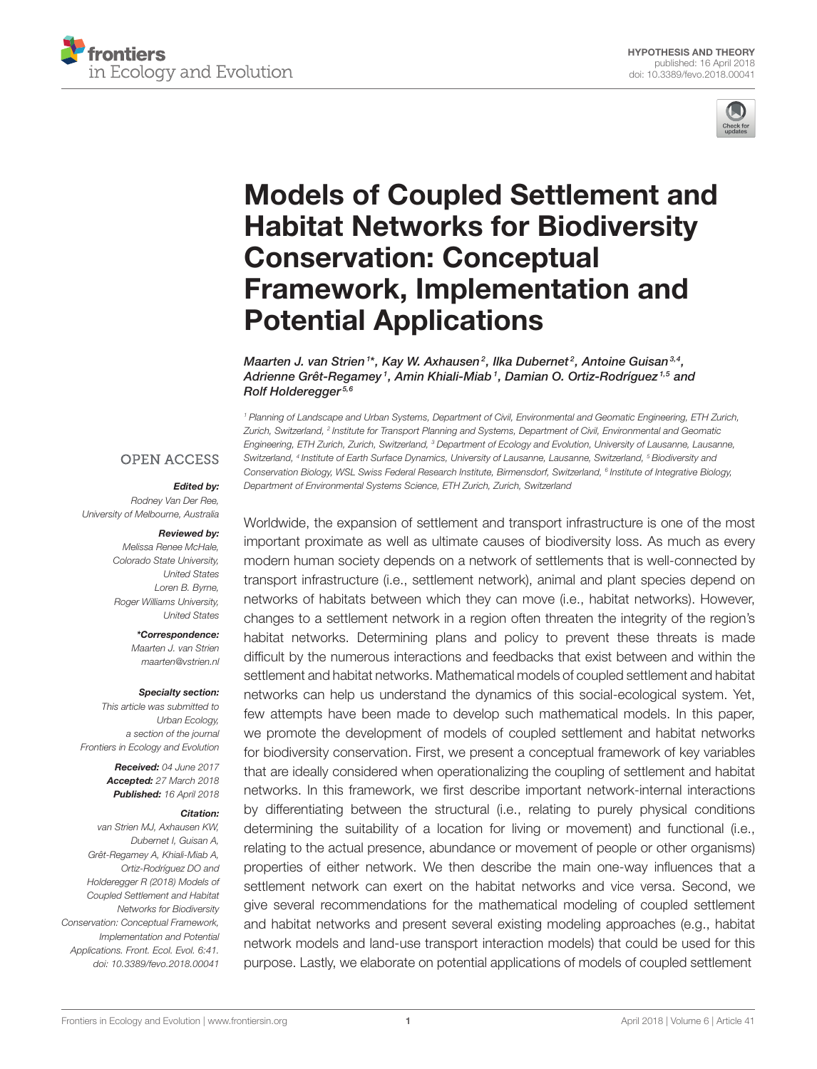HYPOTHESIS AND THEORY
published: 16 April 2018
doi: 10.3389/fevo.2018.00041

# Models of Coupled Settlement and Habitat Networks for Biodiversity Conservation: Conceptual Framework, Implementation and Potential Applications

*Maarten J. van Strien[1]\*, Kay W. Axhausen[2], Ilka Dubernet[2], Antoine Guisan[3,4], Adrienne Grêt-Regamey[1], Amin Khiali-Miab[1], Damian O. Ortiz-Rodríguez[1,5] and Rolf Holderegger[5,6]*

[1] Planning of Landscape and Urban Systems, Department of Civil, Environmental and Geomatic Engineering, ETH Zurich, Zurich, Switzerland, [2] Institute for Transport Planning and Systems, Department of Civil, Environmental and Geomatic Engineering, ETH Zurich, Zurich, Switzerland, [3] Department of Ecology and Evolution, University of Lausanne, Lausanne, Switzerland, [4] Institute of Earth Surface Dynamics, University of Lausanne, Lausanne, Switzerland, [5] Biodiversity and Conservation Biology, WSL Swiss Federal Research Institute, Birmensdorf, Switzerland, [6] Institute of Integrative Biology, Department of Environmental Systems Science, ETH Zurich, Zurich, Switzerland

OPEN ACCESS

**Edited by:**
Rodney Van Der Ree,
University of Melbourne, Australia

**Reviewed by:**
Melissa Renee McHale,
Colorado State University,
United States
Loren B. Byrne,
Roger Williams University,
United States

**\*Correspondence:**
Maarten J. van Strien
maarten@vstrien.nl

**Specialty section:**
This article was submitted to
Urban Ecology,
a section of the journal
Frontiers in Ecology and Evolution

**Received:** 04 June 2017
**Accepted:** 27 March 2018
**Published:** 16 April 2018

**Citation:**
van Strien MJ, Axhausen KW, Dubernet I, Guisan A, Grêt-Regamey A, Khiali-Miab A, Ortiz-Rodríguez DO and Holderegger R (2018) Models of Coupled Settlement and Habitat Networks for Biodiversity Conservation: Conceptual Framework, Implementation and Potential Applications. Front. Ecol. Evol. 6:41. doi: 10.3389/fevo.2018.00041

Worldwide, the expansion of settlement and transport infrastructure is one of the most important proximate as well as ultimate causes of biodiversity loss. As much as every modern human society depends on a network of settlements that is well-connected by transport infrastructure (i.e., settlement network), animal and plant species depend on networks of habitats between which they can move (i.e., habitat networks). However, changes to a settlement network in a region often threaten the integrity of the region's habitat networks. Determining plans and policy to prevent these threats is made difficult by the numerous interactions and feedbacks that exist between and within the settlement and habitat networks. Mathematical models of coupled settlement and habitat networks can help us understand the dynamics of this social-ecological system. Yet, few attempts have been made to develop such mathematical models. In this paper, we promote the development of models of coupled settlement and habitat networks for biodiversity conservation. First, we present a conceptual framework of key variables that are ideally considered when operationalizing the coupling of settlement and habitat networks. In this framework, we first describe important network-internal interactions by differentiating between the structural (i.e., relating to purely physical conditions determining the suitability of a location for living or movement) and functional (i.e., relating to the actual presence, abundance or movement of people or other organisms) properties of either network. We then describe the main one-way influences that a settlement network can exert on the habitat networks and vice versa. Second, we give several recommendations for the mathematical modeling of coupled settlement and habitat networks and present several existing modeling approaches (e.g., habitat network models and land-use transport interaction models) that could be used for this purpose. Lastly, we elaborate on potential applications of models of coupled settlement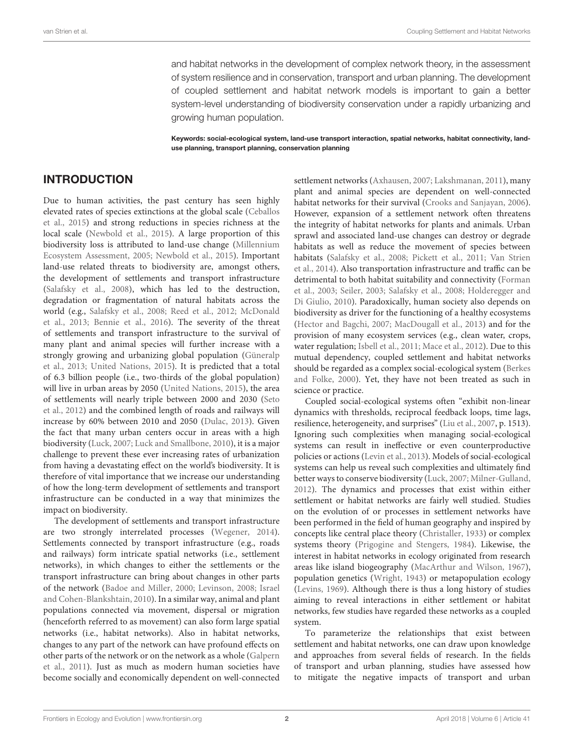and habitat networks in the development of complex network theory, in the assessment of system resilience and in conservation, transport and urban planning. The development of coupled settlement and habitat network models is important to gain a better system-level understanding of biodiversity conservation under a rapidly urbanizing and growing human population.

**Keywords: social-ecological system, land-use transport interaction, spatial networks, habitat connectivity, land-use planning, transport planning, conservation planning**

## INTRODUCTION

Due to human activities, the past century has seen highly elevated rates of species extinctions at the global scale (Ceballos et al., 2015) and strong reductions in species richness at the local scale (Newbold et al., 2015). A large proportion of this biodiversity loss is attributed to land-use change (Millennium Ecosystem Assessment, 2005; Newbold et al., 2015). Important land-use related threats to biodiversity are, amongst others, the development of settlements and transport infrastructure (Salafsky et al., 2008), which has led to the destruction, degradation or fragmentation of natural habitats across the world (e.g., Salafsky et al., 2008; Reed et al., 2012; McDonald et al., 2013; Bennie et al., 2016). The severity of the threat of settlements and transport infrastructure to the survival of many plant and animal species will further increase with a strongly growing and urbanizing global population (Güneralp et al., 2013; United Nations, 2015). It is predicted that a total of 6.3 billion people (i.e., two-thirds of the global population) will live in urban areas by 2050 (United Nations, 2015), the area of settlements will nearly triple between 2000 and 2030 (Seto et al., 2012) and the combined length of roads and railways will increase by 60% between 2010 and 2050 (Dulac, 2013). Given the fact that many urban centers occur in areas with a high biodiversity (Luck, 2007; Luck and Smallbone, 2010), it is a major challenge to prevent these ever increasing rates of urbanization from having a devastating effect on the world's biodiversity. It is therefore of vital importance that we increase our understanding of how the long-term development of settlements and transport infrastructure can be conducted in a way that minimizes the impact on biodiversity.

The development of settlements and transport infrastructure are two strongly interrelated processes (Wegener, 2014). Settlements connected by transport infrastructure (e.g., roads and railways) form intricate spatial networks (i.e., settlement networks), in which changes to either the settlements or the transport infrastructure can bring about changes in other parts of the network (Badoe and Miller, 2000; Levinson, 2008; Israel and Cohen-Blankshtain, 2010). In a similar way, animal and plant populations connected via movement, dispersal or migration (henceforth referred to as movement) can also form large spatial networks (i.e., habitat networks). Also in habitat networks, changes to any part of the network can have profound effects on other parts of the network or on the network as a whole (Galpern et al., 2011). Just as much as modern human societies have become socially and economically dependent on well-connected settlement networks (Axhausen, 2007; Lakshmanan, 2011), many plant and animal species are dependent on well-connected habitat networks for their survival (Crooks and Sanjayan, 2006). However, expansion of a settlement network often threatens the integrity of habitat networks for plants and animals. Urban sprawl and associated land-use changes can destroy or degrade habitats as well as reduce the movement of species between habitats (Salafsky et al., 2008; Pickett et al., 2011; Van Strien et al., 2014). Also transportation infrastructure and traffic can be detrimental to both habitat suitability and connectivity (Forman et al., 2003; Seiler, 2003; Salafsky et al., 2008; Holderegger and Di Giulio, 2010). Paradoxically, human society also depends on biodiversity as driver for the functioning of a healthy ecosystems (Hector and Bagchi, 2007; MacDougall et al., 2013) and for the provision of many ecosystem services (e.g., clean water, crops, water regulation; Isbell et al., 2011; Mace et al., 2012). Due to this mutual dependency, coupled settlement and habitat networks should be regarded as a complex social-ecological system (Berkes and Folke, 2000). Yet, they have not been treated as such in science or practice.

Coupled social-ecological systems often "exhibit non-linear dynamics with thresholds, reciprocal feedback loops, time lags, resilience, heterogeneity, and surprises" (Liu et al., 2007, p. 1513). Ignoring such complexities when managing social-ecological systems can result in ineffective or even counterproductive policies or actions (Levin et al., 2013). Models of social-ecological systems can help us reveal such complexities and ultimately find better ways to conserve biodiversity (Luck, 2007; Milner-Gulland, 2012). The dynamics and processes that exist within either settlement or habitat networks are fairly well studied. Studies on the evolution of or processes in settlement networks have been performed in the field of human geography and inspired by concepts like central place theory (Christaller, 1933) or complex systems theory (Prigogine and Stengers, 1984). Likewise, the interest in habitat networks in ecology originated from research areas like island biogeography (MacArthur and Wilson, 1967), population genetics (Wright, 1943) or metapopulation ecology (Levins, 1969). Although there is thus a long history of studies aiming to reveal interactions in either settlement or habitat networks, few studies have regarded these networks as a coupled system.

To parameterize the relationships that exist between settlement and habitat networks, one can draw upon knowledge and approaches from several fields of research. In the fields of transport and urban planning, studies have assessed how to mitigate the negative impacts of transport and urban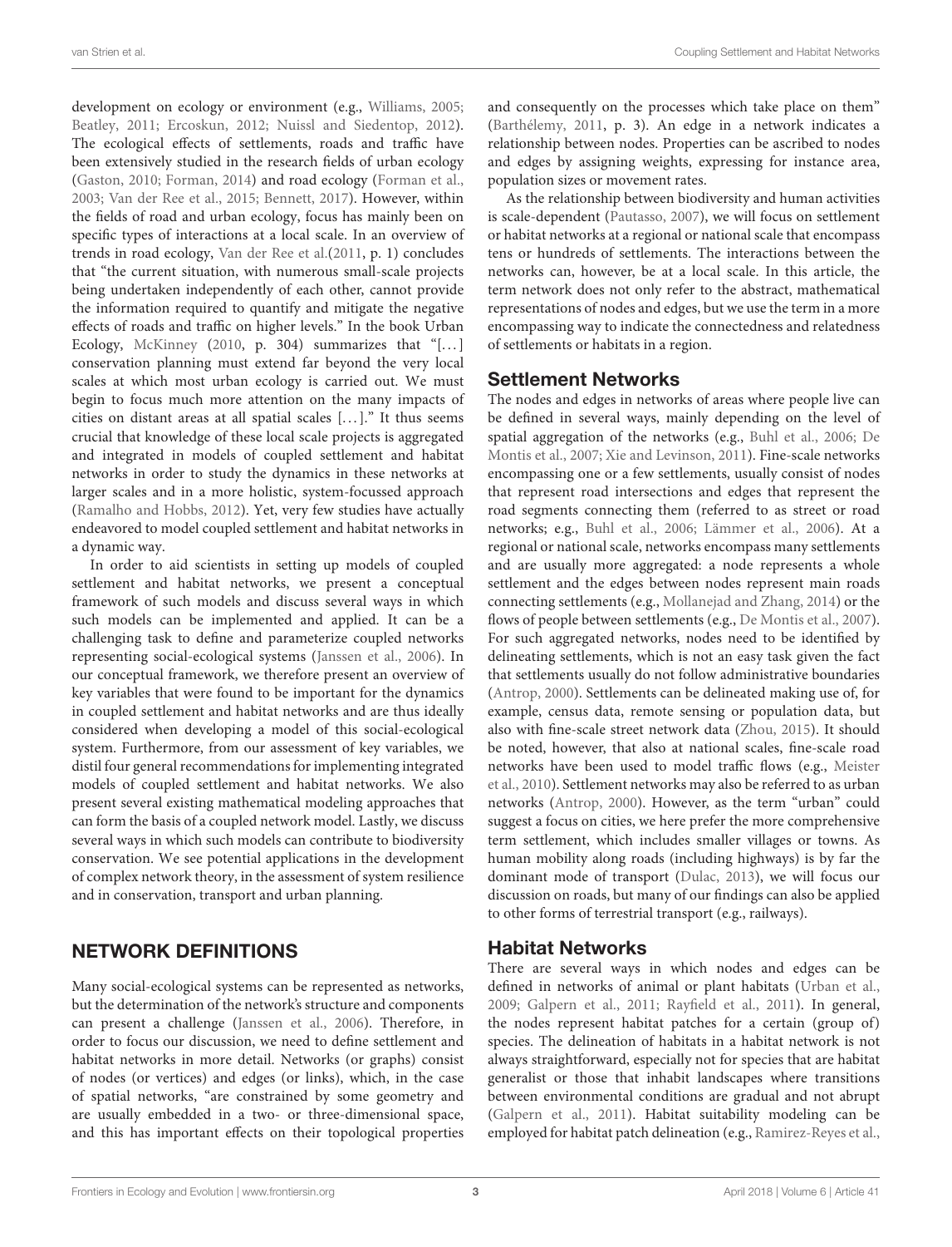development on ecology or environment (e.g., Williams, 2005; Beatley, 2011; Ercoskun, 2012; Nuissl and Siedentop, 2012). The ecological effects of settlements, roads and traffic have been extensively studied in the research fields of urban ecology (Gaston, 2010; Forman, 2014) and road ecology (Forman et al., 2003; Van der Ree et al., 2015; Bennett, 2017). However, within the fields of road and urban ecology, focus has mainly been on specific types of interactions at a local scale. In an overview of trends in road ecology, Van der Ree et al.(2011, p. 1) concludes that "the current situation, with numerous small-scale projects being undertaken independently of each other, cannot provide the information required to quantify and mitigate the negative effects of roads and traffic on higher levels." In the book Urban Ecology, McKinney (2010, p. 304) summarizes that "[…] conservation planning must extend far beyond the very local scales at which most urban ecology is carried out. We must begin to focus much more attention on the many impacts of cities on distant areas at all spatial scales […]." It thus seems crucial that knowledge of these local scale projects is aggregated and integrated in models of coupled settlement and habitat networks in order to study the dynamics in these networks at larger scales and in a more holistic, system-focussed approach (Ramalho and Hobbs, 2012). Yet, very few studies have actually endeavored to model coupled settlement and habitat networks in a dynamic way.

In order to aid scientists in setting up models of coupled settlement and habitat networks, we present a conceptual framework of such models and discuss several ways in which such models can be implemented and applied. It can be a challenging task to define and parameterize coupled networks representing social-ecological systems (Janssen et al., 2006). In our conceptual framework, we therefore present an overview of key variables that were found to be important for the dynamics in coupled settlement and habitat networks and are thus ideally considered when developing a model of this social-ecological system. Furthermore, from our assessment of key variables, we distil four general recommendations for implementing integrated models of coupled settlement and habitat networks. We also present several existing mathematical modeling approaches that can form the basis of a coupled network model. Lastly, we discuss several ways in which such models can contribute to biodiversity conservation. We see potential applications in the development of complex network theory, in the assessment of system resilience and in conservation, transport and urban planning.

## NETWORK DEFINITIONS

Many social-ecological systems can be represented as networks, but the determination of the network's structure and components can present a challenge (Janssen et al., 2006). Therefore, in order to focus our discussion, we need to define settlement and habitat networks in more detail. Networks (or graphs) consist of nodes (or vertices) and edges (or links), which, in the case of spatial networks, "are constrained by some geometry and are usually embedded in a two- or three-dimensional space, and this has important effects on their topological properties and consequently on the processes which take place on them" (Barthélemy, 2011, p. 3). An edge in a network indicates a relationship between nodes. Properties can be ascribed to nodes and edges by assigning weights, expressing for instance area, population sizes or movement rates.

As the relationship between biodiversity and human activities is scale-dependent (Pautasso, 2007), we will focus on settlement or habitat networks at a regional or national scale that encompass tens or hundreds of settlements. The interactions between the networks can, however, be at a local scale. In this article, the term network does not only refer to the abstract, mathematical representations of nodes and edges, but we use the term in a more encompassing way to indicate the connectedness and relatedness of settlements or habitats in a region.

### Settlement Networks

The nodes and edges in networks of areas where people live can be defined in several ways, mainly depending on the level of spatial aggregation of the networks (e.g., Buhl et al., 2006; De Montis et al., 2007; Xie and Levinson, 2011). Fine-scale networks encompassing one or a few settlements, usually consist of nodes that represent road intersections and edges that represent the road segments connecting them (referred to as street or road networks; e.g., Buhl et al., 2006; Lämmer et al., 2006). At a regional or national scale, networks encompass many settlements and are usually more aggregated: a node represents a whole settlement and the edges between nodes represent main roads connecting settlements (e.g., Mollanejad and Zhang, 2014) or the flows of people between settlements (e.g., De Montis et al., 2007). For such aggregated networks, nodes need to be identified by delineating settlements, which is not an easy task given the fact that settlements usually do not follow administrative boundaries (Antrop, 2000). Settlements can be delineated making use of, for example, census data, remote sensing or population data, but also with fine-scale street network data (Zhou, 2015). It should be noted, however, that also at national scales, fine-scale road networks have been used to model traffic flows (e.g., Meister et al., 2010). Settlement networks may also be referred to as urban networks (Antrop, 2000). However, as the term "urban" could suggest a focus on cities, we here prefer the more comprehensive term settlement, which includes smaller villages or towns. As human mobility along roads (including highways) is by far the dominant mode of transport (Dulac, 2013), we will focus our discussion on roads, but many of our findings can also be applied to other forms of terrestrial transport (e.g., railways).

### Habitat Networks

There are several ways in which nodes and edges can be defined in networks of animal or plant habitats (Urban et al., 2009; Galpern et al., 2011; Rayfield et al., 2011). In general, the nodes represent habitat patches for a certain (group of) species. The delineation of habitats in a habitat network is not always straightforward, especially not for species that are habitat generalist or those that inhabit landscapes where transitions between environmental conditions are gradual and not abrupt (Galpern et al., 2011). Habitat suitability modeling can be employed for habitat patch delineation (e.g., Ramirez-Reyes et al.,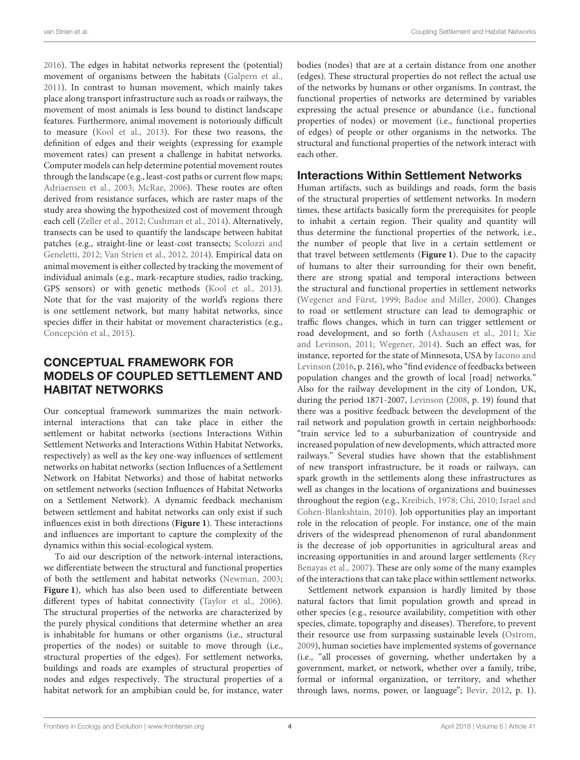2016). The edges in habitat networks represent the (potential) movement of organisms between the habitats (Galpern et al., 2011). In contrast to human movement, which mainly takes place along transport infrastructure such as roads or railways, the movement of most animals is less bound to distinct landscape features. Furthermore, animal movement is notoriously difficult to measure (Kool et al., 2013). For these two reasons, the definition of edges and their weights (expressing for example movement rates) can present a challenge in habitat networks. Computer models can help determine potential movement routes through the landscape (e.g., least-cost paths or current flow maps; Adriaensen et al., 2003; McRae, 2006). These routes are often derived from resistance surfaces, which are raster maps of the study area showing the hypothesized cost of movement through each cell (Zeller et al., 2012; Cushman et al., 2014). Alternatively, transects can be used to quantify the landscape between habitat patches (e.g., straight-line or least-cost transects; Scolozzi and Geneletti, 2012; Van Strien et al., 2012, 2014). Empirical data on animal movement is either collected by tracking the movement of individual animals (e.g., mark-recapture studies, radio tracking, GPS sensors) or with genetic methods (Kool et al., 2013). Note that for the vast majority of the world's regions there is one settlement network, but many habitat networks, since species differ in their habitat or movement characteristics (e.g., Concepción et al., 2015).

## CONCEPTUAL FRAMEWORK FOR MODELS OF COUPLED SETTLEMENT AND HABITAT NETWORKS

Our conceptual framework summarizes the main network-internal interactions that can take place in either the settlement or habitat networks (sections Interactions Within Settlement Networks and Interactions Within Habitat Networks, respectively) as well as the key one-way influences of settlement networks on habitat networks (section Influences of a Settlement Network on Habitat Networks) and those of habitat networks on settlement networks (section Influences of Habitat Networks on a Settlement Network). A dynamic feedback mechanism between settlement and habitat networks can only exist if such influences exist in both directions (**Figure 1**). These interactions and influences are important to capture the complexity of the dynamics within this social-ecological system.

To aid our description of the network-internal interactions, we differentiate between the structural and functional properties of both the settlement and habitat networks (Newman, 2003; **Figure 1**), which has also been used to differentiate between different types of habitat connectivity (Taylor et al., 2006). The structural properties of the networks are characterized by the purely physical conditions that determine whether an area is inhabitable for humans or other organisms (i.e., structural properties of the nodes) or suitable to move through (i.e., structural properties of the edges). For settlement networks, buildings and roads are examples of structural properties of nodes and edges respectively. The structural properties of a habitat network for an amphibian could be, for instance, water bodies (nodes) that are at a certain distance from one another (edges). These structural properties do not reflect the actual use of the networks by humans or other organisms. In contrast, the functional properties of networks are determined by variables expressing the actual presence or abundance (i.e., functional properties of nodes) or movement (i.e., functional properties of edges) of people or other organisms in the networks. The structural and functional properties of the network interact with each other.

### Interactions Within Settlement Networks

Human artifacts, such as buildings and roads, form the basis of the structural properties of settlement networks. In modern times, these artifacts basically form the prerequisites for people to inhabit a certain region. Their quality and quantity will thus determine the functional properties of the network, i.e., the number of people that live in a certain settlement or that travel between settlements (**Figure 1**). Due to the capacity of humans to alter their surrounding for their own benefit, there are strong spatial and temporal interactions between the structural and functional properties in settlement networks (Wegener and Fürst, 1999; Badoe and Miller, 2000). Changes to road or settlement structure can lead to demographic or traffic flows changes, which in turn can trigger settlement or road development, and so forth (Axhausen et al., 2011; Xie and Levinson, 2011; Wegener, 2014). Such an effect was, for instance, reported for the state of Minnesota, USA by Iacono and Levinson (2016, p. 216), who "find evidence of feedbacks between population changes and the growth of local [road] networks." Also for the railway development in the city of London, UK, during the period 1871-2007, Levinson (2008, p. 19) found that there was a positive feedback between the development of the rail network and population growth in certain neighborhoods: "train service led to a suburbanization of countryside and increased population of new developments, which attracted more railways." Several studies have shown that the establishment of new transport infrastructure, be it roads or railways, can spark growth in the settlements along these infrastructures as well as changes in the locations of organizations and businesses throughout the region (e.g., Kreibich, 1978; Chi, 2010; Israel and Cohen-Blankshtain, 2010). Job opportunities play an important role in the relocation of people. For instance, one of the main drivers of the widespread phenomenon of rural abandonment is the decrease of job opportunities in agricultural areas and increasing opportunities in and around larger settlements (Rey Benayas et al., 2007). These are only some of the many examples of the interactions that can take place within settlement networks.

Settlement network expansion is hardly limited by those natural factors that limit population growth and spread in other species (e.g., resource availability, competition with other species, climate, topography and diseases). Therefore, to prevent their resource use from surpassing sustainable levels (Ostrom, 2009), human societies have implemented systems of governance (i.e., "all processes of governing, whether undertaken by a government, market, or network, whether over a family, tribe, formal or informal organization, or territory, and whether through laws, norms, power, or language"; Bevir, 2012, p. 1).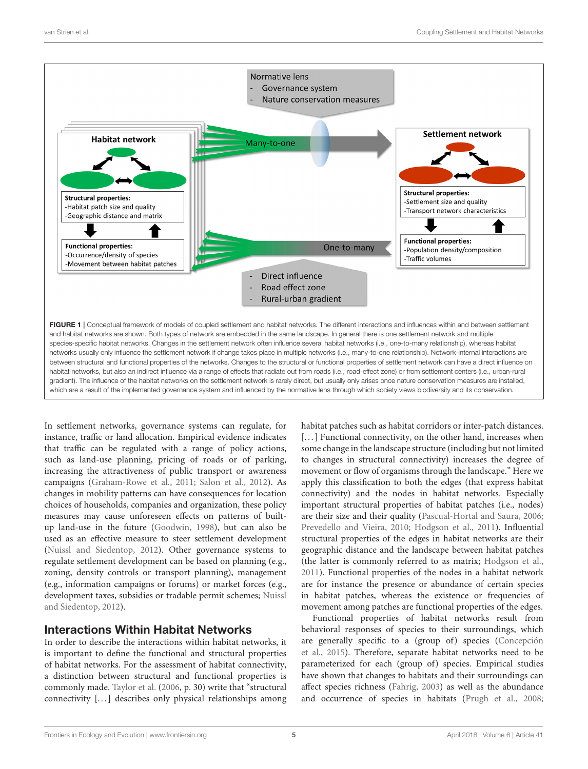FIGURE 1 | Conceptual framework of models of coupled settlement and habitat networks. The different interactions and influences within and between settlement and habitat networks are shown. Both types of network are embedded in the same landscape. In general there is one settlement network and multiple species-specific habitat networks. Changes in the settlement network often influence several habitat networks (i.e., one-to-many relationship), whereas habitat networks usually only influence the settlement network if change takes place in multiple networks (i.e., many-to-one relationship). Network-internal interactions are between structural and functional properties of the networks. Changes to the structural or functional properties of settlement network can have a direct influence on habitat networks, but also an indirect influence via a range of effects that radiate out from roads (i.e., road-effect zone) or from settlement centers (i.e., urban-rural gradient). The influence of the habitat networks on the settlement network is rarely direct, but usually only arises once nature conservation measures are installed, which are a result of the implemented governance system and influenced by the normative lens through which society views biodiversity and its conservation.

In settlement networks, governance systems can regulate, for instance, traffic or land allocation. Empirical evidence indicates that traffic can be regulated with a range of policy actions, such as land-use planning, pricing of roads or of parking, increasing the attractiveness of public transport or awareness campaigns (Graham-Rowe et al., 2011; Salon et al., 2012). As changes in mobility patterns can have consequences for location choices of households, companies and organization, these policy measures may cause unforeseen effects on patterns of built-up land-use in the future (Goodwin, 1998), but can also be used as an effective measure to steer settlement development (Nuissl and Siedentop, 2012). Other governance systems to regulate settlement development can be based on planning (e.g., zoning, density controls or transport planning), management (e.g., information campaigns or forums) or market forces (e.g., development taxes, subsidies or tradable permit schemes; Nuissl and Siedentop, 2012).

## Interactions Within Habitat Networks

In order to describe the interactions within habitat networks, it is important to define the functional and structural properties of habitat networks. For the assessment of habitat connectivity, a distinction between structural and functional properties is commonly made. Taylor et al. (2006, p. 30) write that "structural connectivity [...] describes only physical relationships among habitat patches such as habitat corridors or inter-patch distances. [...] Functional connectivity, on the other hand, increases when some change in the landscape structure (including but not limited to changes in structural connectivity) increases the degree of movement or flow of organisms through the landscape." Here we apply this classification to both the edges (that express habitat connectivity) and the nodes in habitat networks. Especially important structural properties of habitat patches (i.e., nodes) are their size and their quality (Pascual-Hortal and Saura, 2006; Prevedello and Vieira, 2010; Hodgson et al., 2011). Influential structural properties of the edges in habitat networks are their geographic distance and the landscape between habitat patches (the latter is commonly referred to as matrix; Hodgson et al., 2011). Functional properties of the nodes in a habitat network are for instance the presence or abundance of certain species in habitat patches, whereas the existence or frequencies of movement among patches are functional properties of the edges.

Functional properties of habitat networks result from behavioral responses of species to their surroundings, which are generally specific to a (group of) species (Concepción et al., 2015). Therefore, separate habitat networks need to be parameterized for each (group of) species. Empirical studies have shown that changes to habitats and their surroundings can affect species richness (Fahrig, 2003) as well as the abundance and occurrence of species in habitats (Prugh et al., 2008;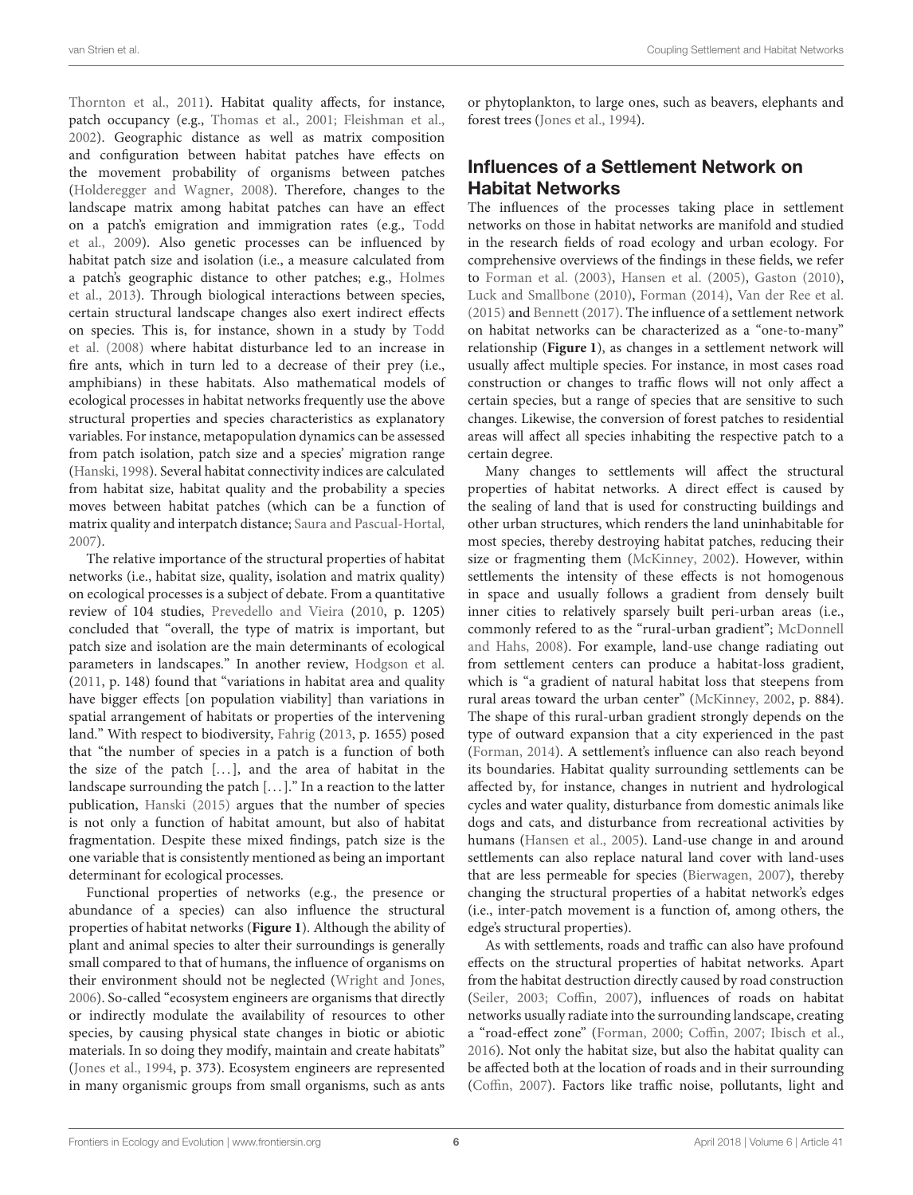Thornton et al., 2011). Habitat quality affects, for instance, patch occupancy (e.g., Thomas et al., 2001; Fleishman et al., 2002). Geographic distance as well as matrix composition and configuration between habitat patches have effects on the movement probability of organisms between patches (Holderegger and Wagner, 2008). Therefore, changes to the landscape matrix among habitat patches can have an effect on a patch's emigration and immigration rates (e.g., Todd et al., 2009). Also genetic processes can be influenced by habitat patch size and isolation (i.e., a measure calculated from a patch's geographic distance to other patches; e.g., Holmes et al., 2013). Through biological interactions between species, certain structural landscape changes also exert indirect effects on species. This is, for instance, shown in a study by Todd et al. (2008) where habitat disturbance led to an increase in fire ants, which in turn led to a decrease of their prey (i.e., amphibians) in these habitats. Also mathematical models of ecological processes in habitat networks frequently use the above structural properties and species characteristics as explanatory variables. For instance, metapopulation dynamics can be assessed from patch isolation, patch size and a species' migration range (Hanski, 1998). Several habitat connectivity indices are calculated from habitat size, habitat quality and the probability a species moves between habitat patches (which can be a function of matrix quality and interpatch distance; Saura and Pascual-Hortal, 2007).

The relative importance of the structural properties of habitat networks (i.e., habitat size, quality, isolation and matrix quality) on ecological processes is a subject of debate. From a quantitative review of 104 studies, Prevedello and Vieira (2010, p. 1205) concluded that "overall, the type of matrix is important, but patch size and isolation are the main determinants of ecological parameters in landscapes." In another review, Hodgson et al. (2011, p. 148) found that "variations in habitat area and quality have bigger effects [on population viability] than variations in spatial arrangement of habitats or properties of the intervening land." With respect to biodiversity, Fahrig (2013, p. 1655) posed that "the number of species in a patch is a function of both the size of the patch [...], and the area of habitat in the landscape surrounding the patch [...]." In a reaction to the latter publication, Hanski (2015) argues that the number of species is not only a function of habitat amount, but also of habitat fragmentation. Despite these mixed findings, patch size is the one variable that is consistently mentioned as being an important determinant for ecological processes.

Functional properties of networks (e.g., the presence or abundance of a species) can also influence the structural properties of habitat networks (**Figure 1**). Although the ability of plant and animal species to alter their surroundings is generally small compared to that of humans, the influence of organisms on their environment should not be neglected (Wright and Jones, 2006). So-called "ecosystem engineers are organisms that directly or indirectly modulate the availability of resources to other species, by causing physical state changes in biotic or abiotic materials. In so doing they modify, maintain and create habitats" (Jones et al., 1994, p. 373). Ecosystem engineers are represented in many organismic groups from small organisms, such as ants or phytoplankton, to large ones, such as beavers, elephants and forest trees (Jones et al., 1994).

## Influences of a Settlement Network on Habitat Networks

The influences of the processes taking place in settlement networks on those in habitat networks are manifold and studied in the research fields of road ecology and urban ecology. For comprehensive overviews of the findings in these fields, we refer to Forman et al. (2003), Hansen et al. (2005), Gaston (2010), Luck and Smallbone (2010), Forman (2014), Van der Ree et al. (2015) and Bennett (2017). The influence of a settlement network on habitat networks can be characterized as a "one-to-many" relationship (**Figure 1**), as changes in a settlement network will usually affect multiple species. For instance, in most cases road construction or changes to traffic flows will not only affect a certain species, but a range of species that are sensitive to such changes. Likewise, the conversion of forest patches to residential areas will affect all species inhabiting the respective patch to a certain degree.

Many changes to settlements will affect the structural properties of habitat networks. A direct effect is caused by the sealing of land that is used for constructing buildings and other urban structures, which renders the land uninhabitable for most species, thereby destroying habitat patches, reducing their size or fragmenting them (McKinney, 2002). However, within settlements the intensity of these effects is not homogenous in space and usually follows a gradient from densely built inner cities to relatively sparsely built peri-urban areas (i.e., commonly refered to as the "rural-urban gradient"; McDonnell and Hahs, 2008). For example, land-use change radiating out from settlement centers can produce a habitat-loss gradient, which is "a gradient of natural habitat loss that steepens from rural areas toward the urban center" (McKinney, 2002, p. 884). The shape of this rural-urban gradient strongly depends on the type of outward expansion that a city experienced in the past (Forman, 2014). A settlement's influence can also reach beyond its boundaries. Habitat quality surrounding settlements can be affected by, for instance, changes in nutrient and hydrological cycles and water quality, disturbance from domestic animals like dogs and cats, and disturbance from recreational activities by humans (Hansen et al., 2005). Land-use change in and around settlements can also replace natural land cover with land-uses that are less permeable for species (Bierwagen, 2007), thereby changing the structural properties of a habitat network's edges (i.e., inter-patch movement is a function of, among others, the edge's structural properties).

As with settlements, roads and traffic can also have profound effects on the structural properties of habitat networks. Apart from the habitat destruction directly caused by road construction (Seiler, 2003; Coffin, 2007), influences of roads on habitat networks usually radiate into the surrounding landscape, creating a "road-effect zone" (Forman, 2000; Coffin, 2007; Ibisch et al., 2016). Not only the habitat size, but also the habitat quality can be affected both at the location of roads and in their surrounding (Coffin, 2007). Factors like traffic noise, pollutants, light and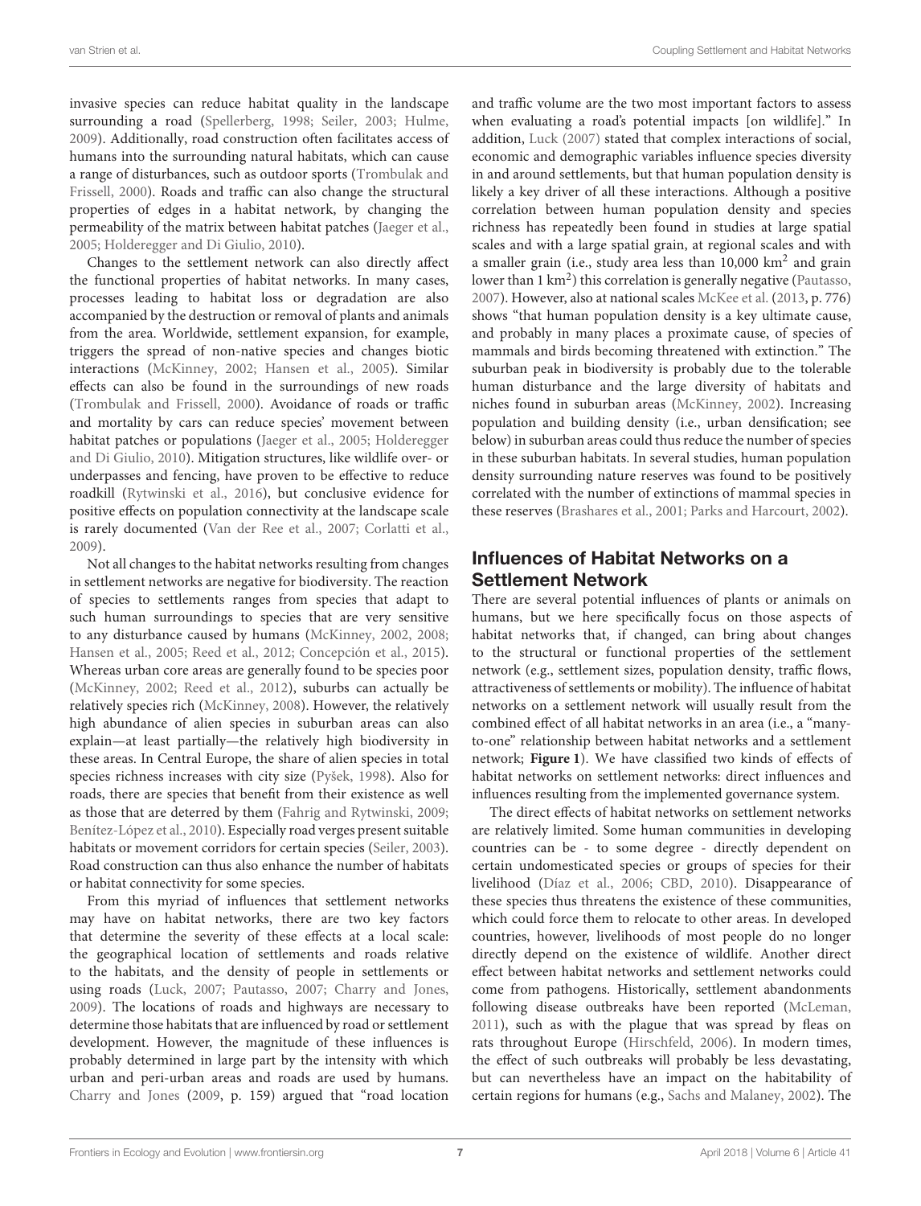invasive species can reduce habitat quality in the landscape surrounding a road (Spellerberg, 1998; Seiler, 2003; Hulme, 2009). Additionally, road construction often facilitates access of humans into the surrounding natural habitats, which can cause a range of disturbances, such as outdoor sports (Trombulak and Frissell, 2000). Roads and traffic can also change the structural properties of edges in a habitat network, by changing the permeability of the matrix between habitat patches (Jaeger et al., 2005; Holderegger and Di Giulio, 2010).

Changes to the settlement network can also directly affect the functional properties of habitat networks. In many cases, processes leading to habitat loss or degradation are also accompanied by the destruction or removal of plants and animals from the area. Worldwide, settlement expansion, for example, triggers the spread of non-native species and changes biotic interactions (McKinney, 2002; Hansen et al., 2005). Similar effects can also be found in the surroundings of new roads (Trombulak and Frissell, 2000). Avoidance of roads or traffic and mortality by cars can reduce species' movement between habitat patches or populations (Jaeger et al., 2005; Holderegger and Di Giulio, 2010). Mitigation structures, like wildlife over- or underpasses and fencing, have proven to be effective to reduce roadkill (Rytwinski et al., 2016), but conclusive evidence for positive effects on population connectivity at the landscape scale is rarely documented (Van der Ree et al., 2007; Corlatti et al., 2009).

Not all changes to the habitat networks resulting from changes in settlement networks are negative for biodiversity. The reaction of species to settlements ranges from species that adapt to such human surroundings to species that are very sensitive to any disturbance caused by humans (McKinney, 2002, 2008; Hansen et al., 2005; Reed et al., 2012; Concepción et al., 2015). Whereas urban core areas are generally found to be species poor (McKinney, 2002; Reed et al., 2012), suburbs can actually be relatively species rich (McKinney, 2008). However, the relatively high abundance of alien species in suburban areas can also explain—at least partially—the relatively high biodiversity in these areas. In Central Europe, the share of alien species in total species richness increases with city size (Pyšek, 1998). Also for roads, there are species that benefit from their existence as well as those that are deterred by them (Fahrig and Rytwinski, 2009; Benítez-López et al., 2010). Especially road verges present suitable habitats or movement corridors for certain species (Seiler, 2003). Road construction can thus also enhance the number of habitats or habitat connectivity for some species.

From this myriad of influences that settlement networks may have on habitat networks, there are two key factors that determine the severity of these effects at a local scale: the geographical location of settlements and roads relative to the habitats, and the density of people in settlements or using roads (Luck, 2007; Pautasso, 2007; Charry and Jones, 2009). The locations of roads and highways are necessary to determine those habitats that are influenced by road or settlement development. However, the magnitude of these influences is probably determined in large part by the intensity with which urban and peri-urban areas and roads are used by humans. Charry and Jones (2009, p. 159) argued that "road location and traffic volume are the two most important factors to assess when evaluating a road's potential impacts [on wildlife]." In addition, Luck (2007) stated that complex interactions of social, economic and demographic variables influence species diversity in and around settlements, but that human population density is likely a key driver of all these interactions. Although a positive correlation between human population density and species richness has repeatedly been found in studies at large spatial scales and with a large spatial grain, at regional scales and with a smaller grain (i.e., study area less than 10,000 km$^2$ and grain lower than 1 km$^2$) this correlation is generally negative (Pautasso, 2007). However, also at national scales McKee et al. (2013, p. 776) shows "that human population density is a key ultimate cause, and probably in many places a proximate cause, of species of mammals and birds becoming threatened with extinction." The suburban peak in biodiversity is probably due to the tolerable human disturbance and the large diversity of habitats and niches found in suburban areas (McKinney, 2002). Increasing population and building density (i.e., urban densification; see below) in suburban areas could thus reduce the number of species in these suburban habitats. In several studies, human population density surrounding nature reserves was found to be positively correlated with the number of extinctions of mammal species in these reserves (Brashares et al., 2001; Parks and Harcourt, 2002).

## Influences of Habitat Networks on a Settlement Network

There are several potential influences of plants or animals on humans, but we here specifically focus on those aspects of habitat networks that, if changed, can bring about changes to the structural or functional properties of the settlement network (e.g., settlement sizes, population density, traffic flows, attractiveness of settlements or mobility). The influence of habitat networks on a settlement network will usually result from the combined effect of all habitat networks in an area (i.e., a "many-to-one" relationship between habitat networks and a settlement network; **Figure 1**). We have classified two kinds of effects of habitat networks on settlement networks: direct influences and influences resulting from the implemented governance system.

The direct effects of habitat networks on settlement networks are relatively limited. Some human communities in developing countries can be - to some degree - directly dependent on certain undomesticated species or groups of species for their livelihood (Díaz et al., 2006; CBD, 2010). Disappearance of these species thus threatens the existence of these communities, which could force them to relocate to other areas. In developed countries, however, livelihoods of most people do no longer directly depend on the existence of wildlife. Another direct effect between habitat networks and settlement networks could come from pathogens. Historically, settlement abandonments following disease outbreaks have been reported (McLeman, 2011), such as with the plague that was spread by fleas on rats throughout Europe (Hirschfeld, 2006). In modern times, the effect of such outbreaks will probably be less devastating, but can nevertheless have an impact on the habitability of certain regions for humans (e.g., Sachs and Malaney, 2002). The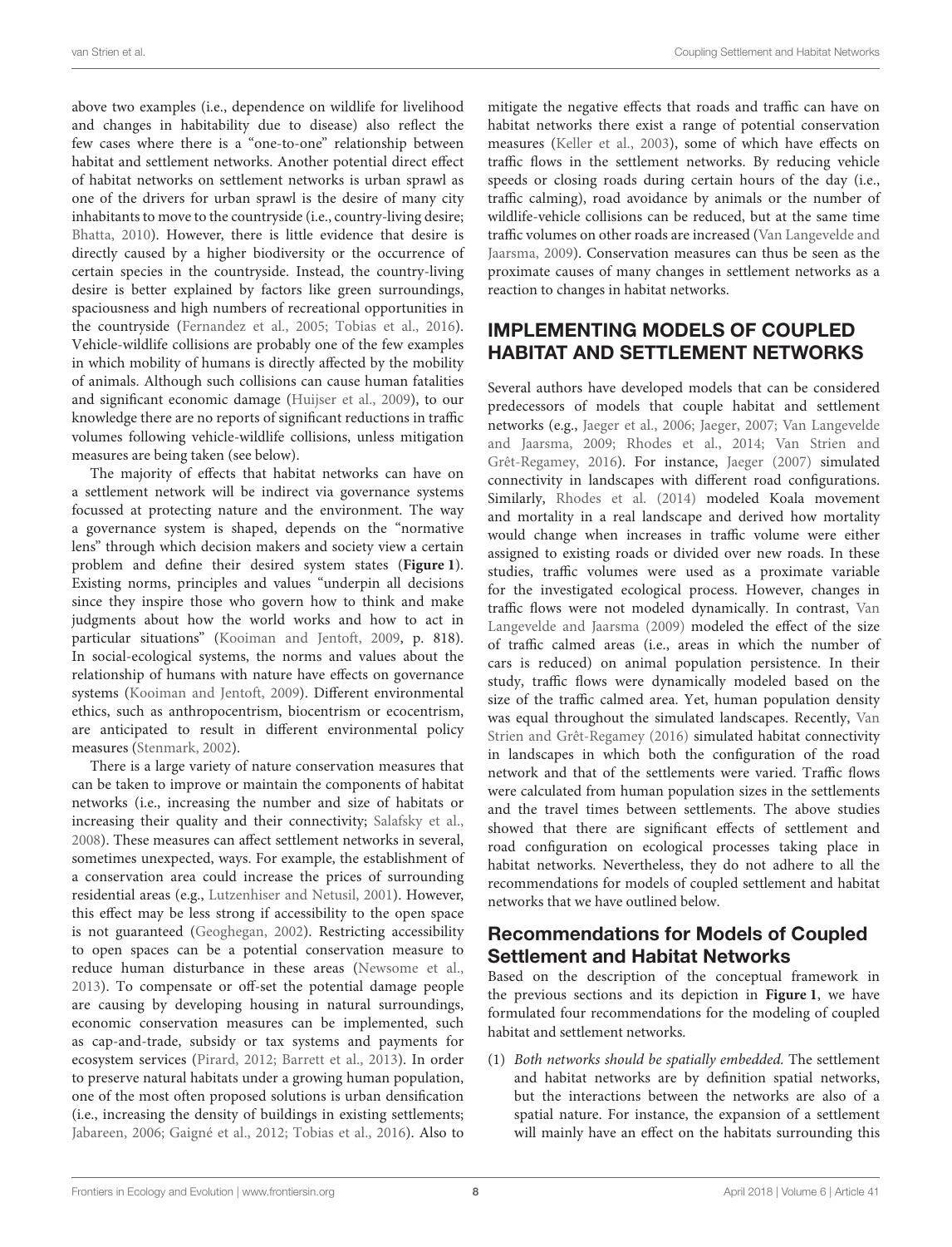above two examples (i.e., dependence on wildlife for livelihood and changes in habitability due to disease) also reflect the few cases where there is a "one-to-one" relationship between habitat and settlement networks. Another potential direct effect of habitat networks on settlement networks is urban sprawl as one of the drivers for urban sprawl is the desire of many city inhabitants to move to the countryside (i.e., country-living desire; Bhatta, 2010). However, there is little evidence that desire is directly caused by a higher biodiversity or the occurrence of certain species in the countryside. Instead, the country-living desire is better explained by factors like green surroundings, spaciousness and high numbers of recreational opportunities in the countryside (Fernandez et al., 2005; Tobias et al., 2016). Vehicle-wildlife collisions are probably one of the few examples in which mobility of humans is directly affected by the mobility of animals. Although such collisions can cause human fatalities and significant economic damage (Huijser et al., 2009), to our knowledge there are no reports of significant reductions in traffic volumes following vehicle-wildlife collisions, unless mitigation measures are being taken (see below).

The majority of effects that habitat networks can have on a settlement network will be indirect via governance systems focussed at protecting nature and the environment. The way a governance system is shaped, depends on the "normative lens" through which decision makers and society view a certain problem and define their desired system states (**Figure 1**). Existing norms, principles and values "underpin all decisions since they inspire those who govern how to think and make judgments about how the world works and how to act in particular situations" (Kooiman and Jentoft, 2009, p. 818). In social-ecological systems, the norms and values about the relationship of humans with nature have effects on governance systems (Kooiman and Jentoft, 2009). Different environmental ethics, such as anthropocentrism, biocentrism or ecocentrism, are anticipated to result in different environmental policy measures (Stenmark, 2002).

There is a large variety of nature conservation measures that can be taken to improve or maintain the components of habitat networks (i.e., increasing the number and size of habitats or increasing their quality and their connectivity; Salafsky et al., 2008). These measures can affect settlement networks in several, sometimes unexpected, ways. For example, the establishment of a conservation area could increase the prices of surrounding residential areas (e.g., Lutzenhiser and Netusil, 2001). However, this effect may be less strong if accessibility to the open space is not guaranteed (Geoghegan, 2002). Restricting accessibility to open spaces can be a potential conservation measure to reduce human disturbance in these areas (Newsome et al., 2013). To compensate or off-set the potential damage people are causing by developing housing in natural surroundings, economic conservation measures can be implemented, such as cap-and-trade, subsidy or tax systems and payments for ecosystem services (Pirard, 2012; Barrett et al., 2013). In order to preserve natural habitats under a growing human population, one of the most often proposed solutions is urban densification (i.e., increasing the density of buildings in existing settlements; Jabareen, 2006; Gaigné et al., 2012; Tobias et al., 2016). Also to mitigate the negative effects that roads and traffic can have on habitat networks there exist a range of potential conservation measures (Keller et al., 2003), some of which have effects on traffic flows in the settlement networks. By reducing vehicle speeds or closing roads during certain hours of the day (i.e., traffic calming), road avoidance by animals or the number of wildlife-vehicle collisions can be reduced, but at the same time traffic volumes on other roads are increased (Van Langevelde and Jaarsma, 2009). Conservation measures can thus be seen as the proximate causes of many changes in settlement networks as a reaction to changes in habitat networks.

## IMPLEMENTING MODELS OF COUPLED HABITAT AND SETTLEMENT NETWORKS

Several authors have developed models that can be considered predecessors of models that couple habitat and settlement networks (e.g., Jaeger et al., 2006; Jaeger, 2007; Van Langevelde and Jaarsma, 2009; Rhodes et al., 2014; Van Strien and Grêt-Regamey, 2016). For instance, Jaeger (2007) simulated connectivity in landscapes with different road configurations. Similarly, Rhodes et al. (2014) modeled Koala movement and mortality in a real landscape and derived how mortality would change when increases in traffic volume were either assigned to existing roads or divided over new roads. In these studies, traffic volumes were used as a proximate variable for the investigated ecological process. However, changes in traffic flows were not modeled dynamically. In contrast, Van Langevelde and Jaarsma (2009) modeled the effect of the size of traffic calmed areas (i.e., areas in which the number of cars is reduced) on animal population persistence. In their study, traffic flows were dynamically modeled based on the size of the traffic calmed area. Yet, human population density was equal throughout the simulated landscapes. Recently, Van Strien and Grêt-Regamey (2016) simulated habitat connectivity in landscapes in which both the configuration of the road network and that of the settlements were varied. Traffic flows were calculated from human population sizes in the settlements and the travel times between settlements. The above studies showed that there are significant effects of settlement and road configuration on ecological processes taking place in habitat networks. Nevertheless, they do not adhere to all the recommendations for models of coupled settlement and habitat networks that we have outlined below.

### Recommendations for Models of Coupled Settlement and Habitat Networks

Based on the description of the conceptual framework in the previous sections and its depiction in **Figure 1**, we have formulated four recommendations for the modeling of coupled habitat and settlement networks.

(1) *Both networks should be spatially embedded.* The settlement and habitat networks are by definition spatial networks, but the interactions between the networks are also of a spatial nature. For instance, the expansion of a settlement will mainly have an effect on the habitats surrounding this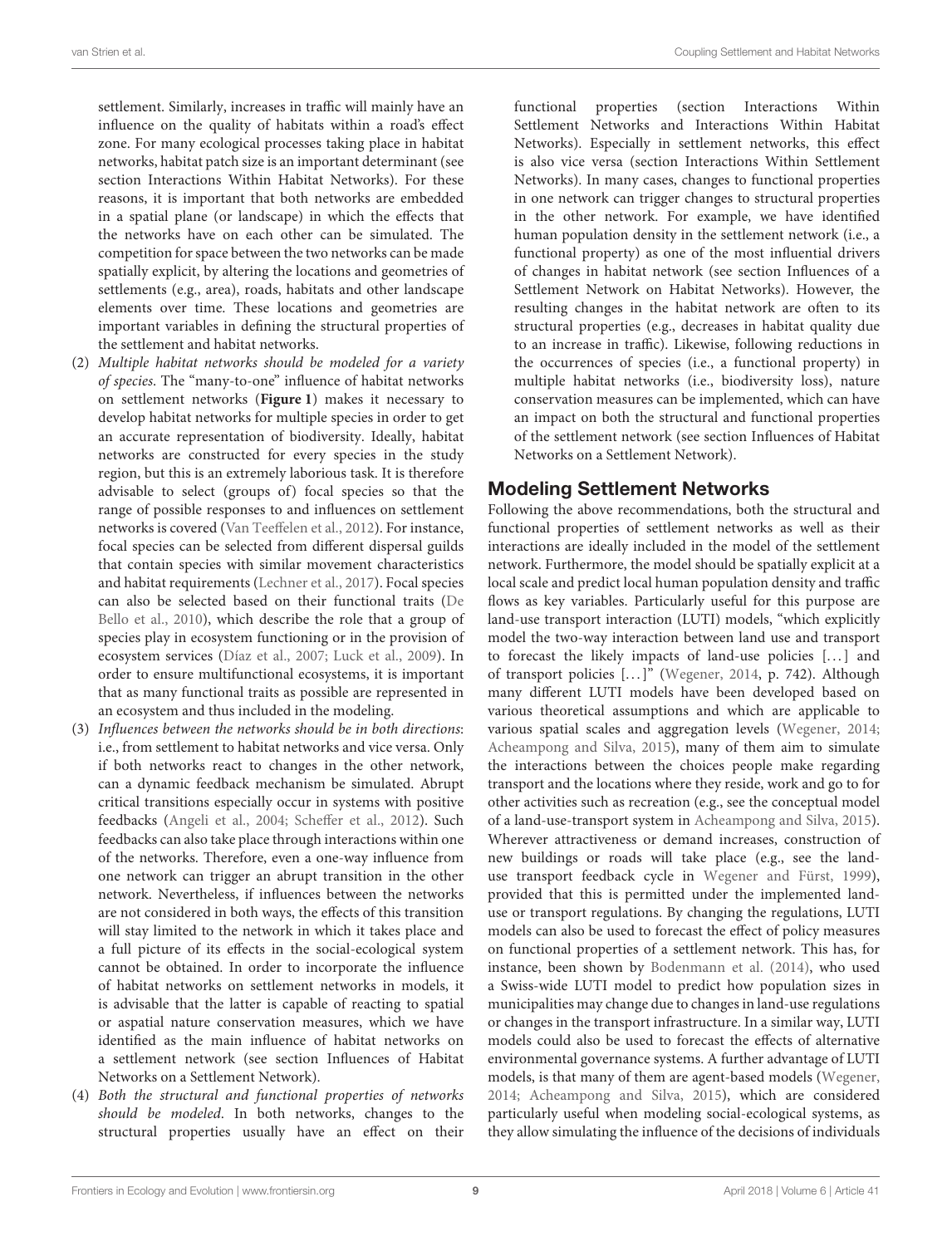settlement. Similarly, increases in traffic will mainly have an influence on the quality of habitats within a road's effect zone. For many ecological processes taking place in habitat networks, habitat patch size is an important determinant (see section Interactions Within Habitat Networks). For these reasons, it is important that both networks are embedded in a spatial plane (or landscape) in which the effects that the networks have on each other can be simulated. The competition for space between the two networks can be made spatially explicit, by altering the locations and geometries of settlements (e.g., area), roads, habitats and other landscape elements over time. These locations and geometries are important variables in defining the structural properties of the settlement and habitat networks.

(2) *Multiple habitat networks should be modeled for a variety of species*. The "many-to-one" influence of habitat networks on settlement networks (**Figure 1**) makes it necessary to develop habitat networks for multiple species in order to get an accurate representation of biodiversity. Ideally, habitat networks are constructed for every species in the study region, but this is an extremely laborious task. It is therefore advisable to select (groups of) focal species so that the range of possible responses to and influences on settlement networks is covered (Van Teeffelen et al., 2012). For instance, focal species can be selected from different dispersal guilds that contain species with similar movement characteristics and habitat requirements (Lechner et al., 2017). Focal species can also be selected based on their functional traits (De Bello et al., 2010), which describe the role that a group of species play in ecosystem functioning or in the provision of ecosystem services (Díaz et al., 2007; Luck et al., 2009). In order to ensure multifunctional ecosystems, it is important that as many functional traits as possible are represented in an ecosystem and thus included in the modeling.

(3) *Influences between the networks should be in both directions*: i.e., from settlement to habitat networks and vice versa. Only if both networks react to changes in the other network, can a dynamic feedback mechanism be simulated. Abrupt critical transitions especially occur in systems with positive feedbacks (Angeli et al., 2004; Scheffer et al., 2012). Such feedbacks can also take place through interactions within one of the networks. Therefore, even a one-way influence from one network can trigger an abrupt transition in the other network. Nevertheless, if influences between the networks are not considered in both ways, the effects of this transition will stay limited to the network in which it takes place and a full picture of its effects in the social-ecological system cannot be obtained. In order to incorporate the influence of habitat networks on settlement networks in models, it is advisable that the latter is capable of reacting to spatial or aspatial nature conservation measures, which we have identified as the main influence of habitat networks on a settlement network (see section Influences of Habitat Networks on a Settlement Network).

(4) *Both the structural and functional properties of networks should be modeled*. In both networks, changes to the structural properties usually have an effect on their functional properties (section Interactions Within Settlement Networks and Interactions Within Habitat Networks). Especially in settlement networks, this effect is also vice versa (section Interactions Within Settlement Networks). In many cases, changes to functional properties in one network can trigger changes to structural properties in the other network. For example, we have identified human population density in the settlement network (i.e., a functional property) as one of the most influential drivers of changes in habitat network (see section Influences of a Settlement Network on Habitat Networks). However, the resulting changes in the habitat network are often to its structural properties (e.g., decreases in habitat quality due to an increase in traffic). Likewise, following reductions in the occurrences of species (i.e., a functional property) in multiple habitat networks (i.e., biodiversity loss), nature conservation measures can be implemented, which can have an impact on both the structural and functional properties of the settlement network (see section Influences of Habitat Networks on a Settlement Network).

## Modeling Settlement Networks

Following the above recommendations, both the structural and functional properties of settlement networks as well as their interactions are ideally included in the model of the settlement network. Furthermore, the model should be spatially explicit at a local scale and predict local human population density and traffic flows as key variables. Particularly useful for this purpose are land-use transport interaction (LUTI) models, "which explicitly model the two-way interaction between land use and transport to forecast the likely impacts of land-use policies [...] and of transport policies [...]" (Wegener, 2014, p. 742). Although many different LUTI models have been developed based on various theoretical assumptions and which are applicable to various spatial scales and aggregation levels (Wegener, 2014; Acheampong and Silva, 2015), many of them aim to simulate the interactions between the choices people make regarding transport and the locations where they reside, work and go to for other activities such as recreation (e.g., see the conceptual model of a land-use-transport system in Acheampong and Silva, 2015). Wherever attractiveness or demand increases, construction of new buildings or roads will take place (e.g., see the land-use transport feedback cycle in Wegener and Fürst, 1999), provided that this is permitted under the implemented land-use or transport regulations. By changing the regulations, LUTI models can also be used to forecast the effect of policy measures on functional properties of a settlement network. This has, for instance, been shown by Bodenmann et al. (2014), who used a Swiss-wide LUTI model to predict how population sizes in municipalities may change due to changes in land-use regulations or changes in the transport infrastructure. In a similar way, LUTI models could also be used to forecast the effects of alternative environmental governance systems. A further advantage of LUTI models, is that many of them are agent-based models (Wegener, 2014; Acheampong and Silva, 2015), which are considered particularly useful when modeling social-ecological systems, as they allow simulating the influence of the decisions of individuals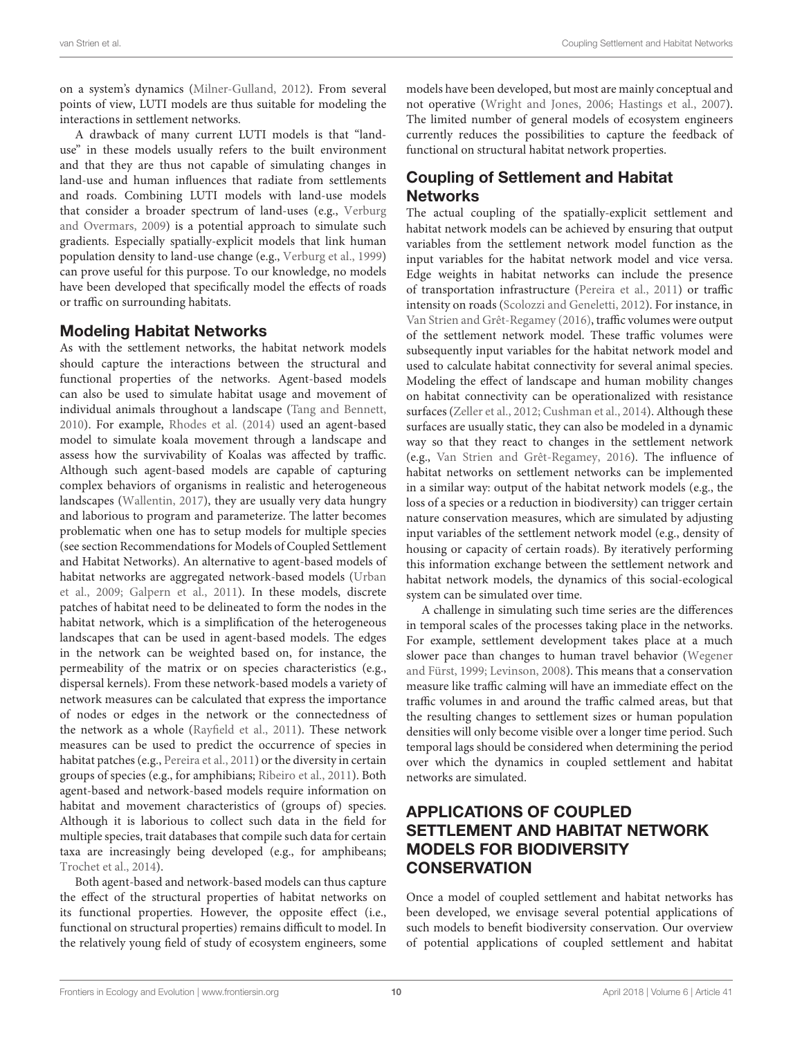on a system's dynamics (Milner-Gulland, 2012). From several points of view, LUTI models are thus suitable for modeling the interactions in settlement networks.

A drawback of many current LUTI models is that "land-use" in these models usually refers to the built environment and that they are thus not capable of simulating changes in land-use and human influences that radiate from settlements and roads. Combining LUTI models with land-use models that consider a broader spectrum of land-uses (e.g., Verburg and Overmars, 2009) is a potential approach to simulate such gradients. Especially spatially-explicit models that link human population density to land-use change (e.g., Verburg et al., 1999) can prove useful for this purpose. To our knowledge, no models have been developed that specifically model the effects of roads or traffic on surrounding habitats.

## Modeling Habitat Networks

As with the settlement networks, the habitat network models should capture the interactions between the structural and functional properties of the networks. Agent-based models can also be used to simulate habitat usage and movement of individual animals throughout a landscape (Tang and Bennett, 2010). For example, Rhodes et al. (2014) used an agent-based model to simulate koala movement through a landscape and assess how the survivability of Koalas was affected by traffic. Although such agent-based models are capable of capturing complex behaviors of organisms in realistic and heterogeneous landscapes (Wallentin, 2017), they are usually very data hungry and laborious to program and parameterize. The latter becomes problematic when one has to setup models for multiple species (see section Recommendations for Models of Coupled Settlement and Habitat Networks). An alternative to agent-based models of habitat networks are aggregated network-based models (Urban et al., 2009; Galpern et al., 2011). In these models, discrete patches of habitat need to be delineated to form the nodes in the habitat network, which is a simplification of the heterogeneous landscapes that can be used in agent-based models. The edges in the network can be weighted based on, for instance, the permeability of the matrix or on species characteristics (e.g., dispersal kernels). From these network-based models a variety of network measures can be calculated that express the importance of nodes or edges in the network or the connectedness of the network as a whole (Rayfield et al., 2011). These network measures can be used to predict the occurrence of species in habitat patches (e.g., Pereira et al., 2011) or the diversity in certain groups of species (e.g., for amphibians; Ribeiro et al., 2011). Both agent-based and network-based models require information on habitat and movement characteristics of (groups of) species. Although it is laborious to collect such data in the field for multiple species, trait databases that compile such data for certain taxa are increasingly being developed (e.g., for amphibeans; Trochet et al., 2014).

Both agent-based and network-based models can thus capture the effect of the structural properties of habitat networks on its functional properties. However, the opposite effect (i.e., functional on structural properties) remains difficult to model. In the relatively young field of study of ecosystem engineers, some models have been developed, but most are mainly conceptual and not operative (Wright and Jones, 2006; Hastings et al., 2007). The limited number of general models of ecosystem engineers currently reduces the possibilities to capture the feedback of functional on structural habitat network properties.

## Coupling of Settlement and Habitat Networks

The actual coupling of the spatially-explicit settlement and habitat network models can be achieved by ensuring that output variables from the settlement network model function as the input variables for the habitat network model and vice versa. Edge weights in habitat networks can include the presence of transportation infrastructure (Pereira et al., 2011) or traffic intensity on roads (Scolozzi and Geneletti, 2012). For instance, in Van Strien and Grêt-Regamey (2016), traffic volumes were output of the settlement network model. These traffic volumes were subsequently input variables for the habitat network model and used to calculate habitat connectivity for several animal species. Modeling the effect of landscape and human mobility changes on habitat connectivity can be operationalized with resistance surfaces (Zeller et al., 2012; Cushman et al., 2014). Although these surfaces are usually static, they can also be modeled in a dynamic way so that they react to changes in the settlement network (e.g., Van Strien and Grêt-Regamey, 2016). The influence of habitat networks on settlement networks can be implemented in a similar way: output of the habitat network models (e.g., the loss of a species or a reduction in biodiversity) can trigger certain nature conservation measures, which are simulated by adjusting input variables of the settlement network model (e.g., density of housing or capacity of certain roads). By iteratively performing this information exchange between the settlement network and habitat network models, the dynamics of this social-ecological system can be simulated over time.

A challenge in simulating such time series are the differences in temporal scales of the processes taking place in the networks. For example, settlement development takes place at a much slower pace than changes to human travel behavior (Wegener and Fürst, 1999; Levinson, 2008). This means that a conservation measure like traffic calming will have an immediate effect on the traffic volumes in and around the traffic calmed areas, but that the resulting changes to settlement sizes or human population densities will only become visible over a longer time period. Such temporal lags should be considered when determining the period over which the dynamics in coupled settlement and habitat networks are simulated.

# APPLICATIONS OF COUPLED SETTLEMENT AND HABITAT NETWORK MODELS FOR BIODIVERSITY CONSERVATION

Once a model of coupled settlement and habitat networks has been developed, we envisage several potential applications of such models to benefit biodiversity conservation. Our overview of potential applications of coupled settlement and habitat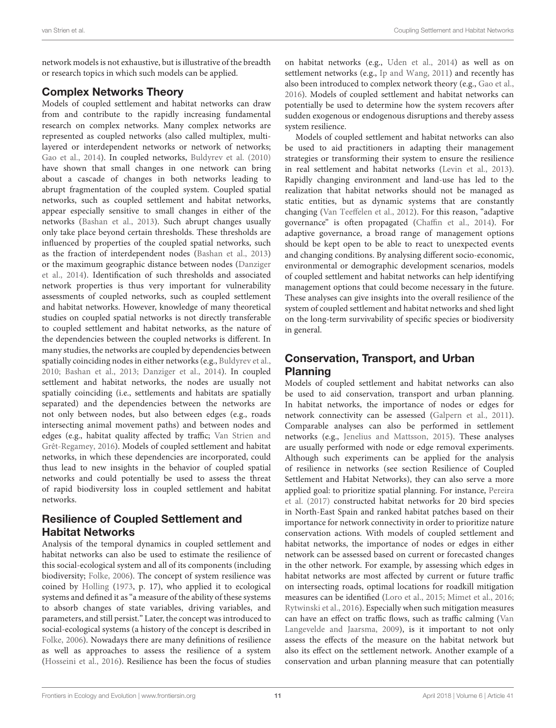network models is not exhaustive, but is illustrative of the breadth or research topics in which such models can be applied.

## Complex Networks Theory

Models of coupled settlement and habitat networks can draw from and contribute to the rapidly increasing fundamental research on complex networks. Many complex networks are represented as coupled networks (also called multiplex, multi-layered or interdependent networks or network of networks; Gao et al., 2014). In coupled networks, Buldyrev et al. (2010) have shown that small changes in one network can bring about a cascade of changes in both networks leading to abrupt fragmentation of the coupled system. Coupled spatial networks, such as coupled settlement and habitat networks, appear especially sensitive to small changes in either of the networks (Bashan et al., 2013). Such abrupt changes usually only take place beyond certain thresholds. These thresholds are influenced by properties of the coupled spatial networks, such as the fraction of interdependent nodes (Bashan et al., 2013) or the maximum geographic distance between nodes (Danziger et al., 2014). Identification of such thresholds and associated network properties is thus very important for vulnerability assessments of coupled networks, such as coupled settlement and habitat networks. However, knowledge of many theoretical studies on coupled spatial networks is not directly transferable to coupled settlement and habitat networks, as the nature of the dependencies between the coupled networks is different. In many studies, the networks are coupled by dependencies between spatially coinciding nodes in either networks (e.g., Buldyrev et al., 2010; Bashan et al., 2013; Danziger et al., 2014). In coupled settlement and habitat networks, the nodes are usually not spatially coinciding (i.e., settlements and habitats are spatially separated) and the dependencies between the networks are not only between nodes, but also between edges (e.g., roads intersecting animal movement paths) and between nodes and edges (e.g., habitat quality affected by traffic; Van Strien and Grêt-Regamey, 2016). Models of coupled settlement and habitat networks, in which these dependencies are incorporated, could thus lead to new insights in the behavior of coupled spatial networks and could potentially be used to assess the threat of rapid biodiversity loss in coupled settlement and habitat networks.

## Resilience of Coupled Settlement and Habitat Networks

Analysis of the temporal dynamics in coupled settlement and habitat networks can also be used to estimate the resilience of this social-ecological system and all of its components (including biodiversity; Folke, 2006). The concept of system resilience was coined by Holling (1973, p. 17), who applied it to ecological systems and defined it as "a measure of the ability of these systems to absorb changes of state variables, driving variables, and parameters, and still persist." Later, the concept was introduced to social-ecological systems (a history of the concept is described in Folke, 2006). Nowadays there are many definitions of resilience as well as approaches to assess the resilience of a system (Hosseini et al., 2016). Resilience has been the focus of studies on habitat networks (e.g., Uden et al., 2014) as well as on settlement networks (e.g., Ip and Wang, 2011) and recently has also been introduced to complex network theory (e.g., Gao et al., 2016). Models of coupled settlement and habitat networks can potentially be used to determine how the system recovers after sudden exogenous or endogenous disruptions and thereby assess system resilience.

Models of coupled settlement and habitat networks can also be used to aid practitioners in adapting their management strategies or transforming their system to ensure the resilience in real settlement and habitat networks (Levin et al., 2013). Rapidly changing environment and land-use has led to the realization that habitat networks should not be managed as static entities, but as dynamic systems that are constantly changing (Van Teeffelen et al., 2012). For this reason, "adaptive governance" is often propagated (Chaffin et al., 2014). For adaptive governance, a broad range of management options should be kept open to be able to react to unexpected events and changing conditions. By analysing different socio-economic, environmental or demographic development scenarios, models of coupled settlement and habitat networks can help identifying management options that could become necessary in the future. These analyses can give insights into the overall resilience of the system of coupled settlement and habitat networks and shed light on the long-term survivability of specific species or biodiversity in general.

## Conservation, Transport, and Urban Planning

Models of coupled settlement and habitat networks can also be used to aid conservation, transport and urban planning. In habitat networks, the importance of nodes or edges for network connectivity can be assessed (Galpern et al., 2011). Comparable analyses can also be performed in settlement networks (e.g., Jenelius and Mattsson, 2015). These analyses are usually performed with node or edge removal experiments. Although such experiments can be applied for the analysis of resilience in networks (see section Resilience of Coupled Settlement and Habitat Networks), they can also serve a more applied goal: to prioritize spatial planning. For instance, Pereira et al. (2017) constructed habitat networks for 20 bird species in North-East Spain and ranked habitat patches based on their importance for network connectivity in order to prioritize nature conservation actions. With models of coupled settlement and habitat networks, the importance of nodes or edges in either network can be assessed based on current or forecasted changes in the other network. For example, by assessing which edges in habitat networks are most affected by current or future traffic on intersecting roads, optimal locations for roadkill mitigation measures can be identified (Loro et al., 2015; Mimet et al., 2016; Rytwinski et al., 2016). Especially when such mitigation measures can have an effect on traffic flows, such as traffic calming (Van Langevelde and Jaarsma, 2009), is it important to not only assess the effects of the measure on the habitat network but also its effect on the settlement network. Another example of a conservation and urban planning measure that can potentially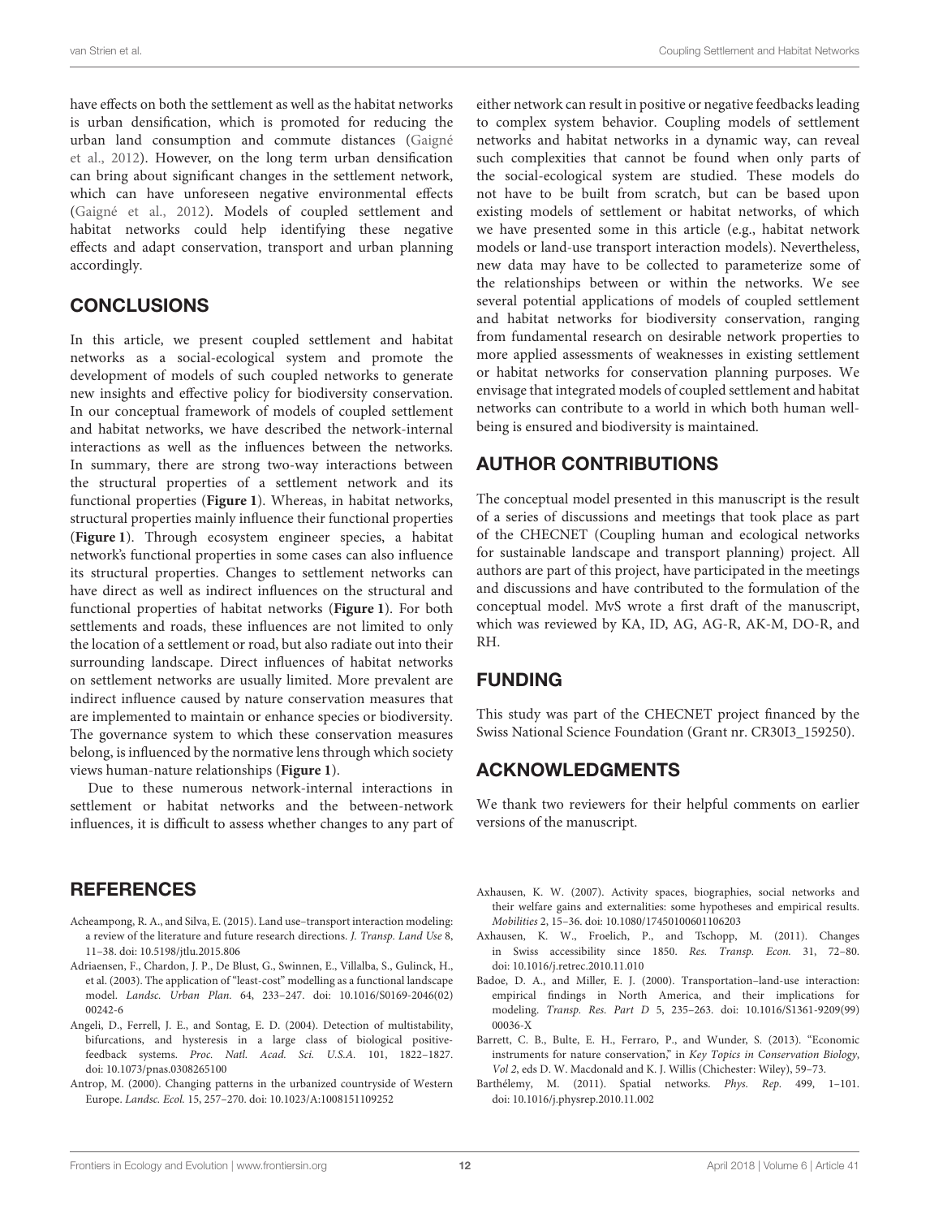have effects on both the settlement as well as the habitat networks is urban densification, which is promoted for reducing the urban land consumption and commute distances (Gaigné et al., 2012). However, on the long term urban densification can bring about significant changes in the settlement network, which can have unforeseen negative environmental effects (Gaigné et al., 2012). Models of coupled settlement and habitat networks could help identifying these negative effects and adapt conservation, transport and urban planning accordingly.

## CONCLUSIONS

In this article, we present coupled settlement and habitat networks as a social-ecological system and promote the development of models of such coupled networks to generate new insights and effective policy for biodiversity conservation. In our conceptual framework of models of coupled settlement and habitat networks, we have described the network-internal interactions as well as the influences between the networks. In summary, there are strong two-way interactions between the structural properties of a settlement network and its functional properties (**Figure 1**). Whereas, in habitat networks, structural properties mainly influence their functional properties (**Figure 1**). Through ecosystem engineer species, a habitat network's functional properties in some cases can also influence its structural properties. Changes to settlement networks can have direct as well as indirect influences on the structural and functional properties of habitat networks (**Figure 1**). For both settlements and roads, these influences are not limited to only the location of a settlement or road, but also radiate out into their surrounding landscape. Direct influences of habitat networks on settlement networks are usually limited. More prevalent are indirect influence caused by nature conservation measures that are implemented to maintain or enhance species or biodiversity. The governance system to which these conservation measures belong, is influenced by the normative lens through which society views human-nature relationships (**Figure 1**).

Due to these numerous network-internal interactions in settlement or habitat networks and the between-network influences, it is difficult to assess whether changes to any part of either network can result in positive or negative feedbacks leading to complex system behavior. Coupling models of settlement networks and habitat networks in a dynamic way, can reveal such complexities that cannot be found when only parts of the social-ecological system are studied. These models do not have to be built from scratch, but can be based upon existing models of settlement or habitat networks, of which we have presented some in this article (e.g., habitat network models or land-use transport interaction models). Nevertheless, new data may have to be collected to parameterize some of the relationships between or within the networks. We see several potential applications of models of coupled settlement and habitat networks for biodiversity conservation, ranging from fundamental research on desirable network properties to more applied assessments of weaknesses in existing settlement or habitat networks for conservation planning purposes. We envisage that integrated models of coupled settlement and habitat networks can contribute to a world in which both human well-being is ensured and biodiversity is maintained.

## AUTHOR CONTRIBUTIONS

The conceptual model presented in this manuscript is the result of a series of discussions and meetings that took place as part of the CHECNET (Coupling human and ecological networks for sustainable landscape and transport planning) project. All authors are part of this project, have participated in the meetings and discussions and have contributed to the formulation of the conceptual model. MvS wrote a first draft of the manuscript, which was reviewed by KA, ID, AG, AG-R, AK-M, DO-R, and RH.

## FUNDING

This study was part of the CHECNET project financed by the Swiss National Science Foundation (Grant nr. CR30I3_159250).

## ACKNOWLEDGMENTS

We thank two reviewers for their helpful comments on earlier versions of the manuscript.

## REFERENCES

Acheampong, R. A., and Silva, E. (2015). Land use–transport interaction modeling: a review of the literature and future research directions. *J. Transp. Land Use* 8, 11–38. doi: 10.5198/jtlu.2015.806

Adriaensen, F., Chardon, J. P., De Blust, G., Swinnen, E., Villalba, S., Gulinck, H., et al. (2003). The application of "least-cost" modelling as a functional landscape model. *Landsc. Urban Plan.* 64, 233–247. doi: 10.1016/S0169-2046(02)00242-6

Angeli, D., Ferrell, J. E., and Sontag, E. D. (2004). Detection of multistability, bifurcations, and hysteresis in a large class of biological positive-feedback systems. *Proc. Natl. Acad. Sci. U.S.A.* 101, 1822–1827. doi: 10.1073/pnas.0308265100

Antrop, M. (2000). Changing patterns in the urbanized countryside of Western Europe. *Landsc. Ecol.* 15, 257–270. doi: 10.1023/A:1008151109252

Axhausen, K. W. (2007). Activity spaces, biographies, social networks and their welfare gains and externalities: some hypotheses and empirical results. *Mobilities* 2, 15–36. doi: 10.1080/17450100601106203

Axhausen, K. W., Froelich, P., and Tschopp, M. (2011). Changes in Swiss accessibility since 1850. *Res. Transp. Econ.* 31, 72–80. doi: 10.1016/j.retrec.2010.11.010

Badoe, D. A., and Miller, E. J. (2000). Transportation–land-use interaction: empirical findings in North America, and their implications for modeling. *Transp. Res. Part D* 5, 235–263. doi: 10.1016/S1361-9209(99)00036-X

Barrett, C. B., Bulte, E. H., Ferraro, P., and Wunder, S. (2013). "Economic instruments for nature conservation," in *Key Topics in Conservation Biology, Vol 2*, eds D. W. Macdonald and K. J. Willis (Chichester: Wiley), 59–73.

Barthélemy, M. (2011). Spatial networks. *Phys. Rep.* 499, 1–101. doi: 10.1016/j.physrep.2010.11.002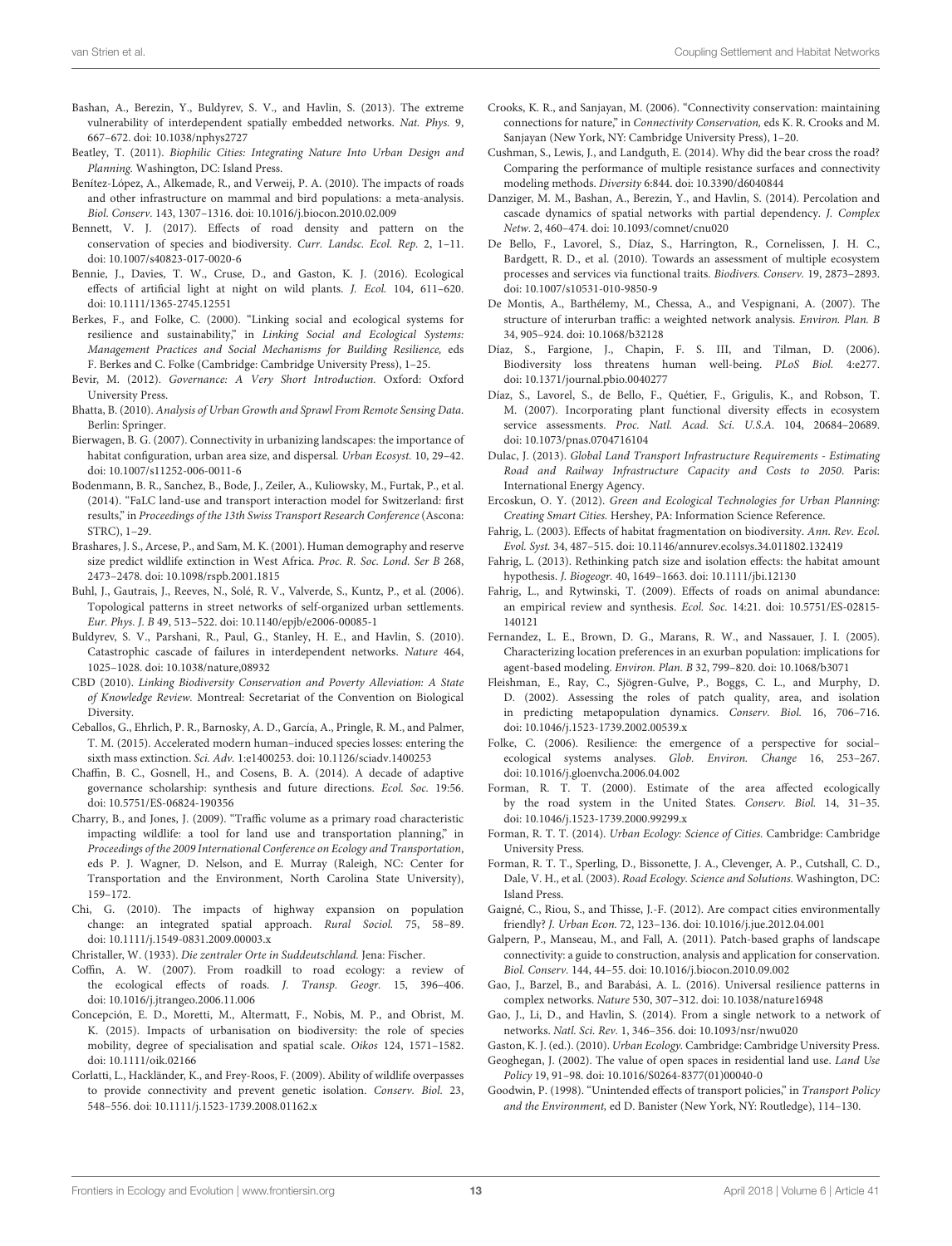Bashan, A., Berezin, Y., Buldyrev, S. V., and Havlin, S. (2013). The extreme vulnerability of interdependent spatially embedded networks. *Nat. Phys.* 9, 667–672. doi: 10.1038/nphys2727

Beatley, T. (2011). *Biophilic Cities: Integrating Nature Into Urban Design and Planning*. Washington, DC: Island Press.

Benítez-López, A., Alkemade, R., and Verweij, P. A. (2010). The impacts of roads and other infrastructure on mammal and bird populations: a meta-analysis. *Biol. Conserv.* 143, 1307–1316. doi: 10.1016/j.biocon.2010.02.009

Bennett, V. J. (2017). Effects of road density and pattern on the conservation of species and biodiversity. *Curr. Landsc. Ecol. Rep.* 2, 1–11. doi: 10.1007/s40823-017-0020-6

Bennie, J., Davies, T. W., Cruse, D., and Gaston, K. J. (2016). Ecological effects of artificial light at night on wild plants. *J. Ecol.* 104, 611–620. doi: 10.1111/1365-2745.12551

Berkes, F., and Folke, C. (2000). "Linking social and ecological systems for resilience and sustainability," in *Linking Social and Ecological Systems: Management Practices and Social Mechanisms for Building Resilience*, eds F. Berkes and C. Folke (Cambridge: Cambridge University Press), 1–25.

Bevir, M. (2012). *Governance: A Very Short Introduction*. Oxford: Oxford University Press.

Bhatta, B. (2010). *Analysis of Urban Growth and Sprawl From Remote Sensing Data*. Berlin: Springer.

Bierwagen, B. G. (2007). Connectivity in urbanizing landscapes: the importance of habitat configuration, urban area size, and dispersal. *Urban Ecosyst.* 10, 29–42. doi: 10.1007/s11252-006-0011-6

Bodenmann, B. R., Sanchez, B., Bode, J., Zeiler, A., Kuliowsky, M., Furtak, P., et al. (2014). "FaLC land-use and transport interaction model for Switzerland: first results," in *Proceedings of the 13th Swiss Transport Research Conference* (Ascona: STRC), 1–29.

Brashares, J. S., Arcese, P., and Sam, M. K. (2001). Human demography and reserve size predict wildlife extinction in West Africa. *Proc. R. Soc. Lond. Ser B* 268, 2473–2478. doi: 10.1098/rspb.2001.1815

Buhl, J., Gautrais, J., Reeves, N., Solé, R. V., Valverde, S., Kuntz, P., et al. (2006). Topological patterns in street networks of self-organized urban settlements. *Eur. Phys. J. B* 49, 513–522. doi: 10.1140/epjb/e2006-00085-1

Buldyrev, S. V., Parshani, R., Paul, G., Stanley, H. E., and Havlin, S. (2010). Catastrophic cascade of failures in interdependent networks. *Nature* 464, 1025–1028. doi: 10.1038/nature,08932

CBD (2010). *Linking Biodiversity Conservation and Poverty Alleviation: A State of Knowledge Review*. Montreal: Secretariat of the Convention on Biological Diversity.

Ceballos, G., Ehrlich, P. R., Barnosky, A. D., García, A., Pringle, R. M., and Palmer, T. M. (2015). Accelerated modern human–induced species losses: entering the sixth mass extinction. *Sci. Adv.* 1:e1400253. doi: 10.1126/sciadv.1400253

Chaffin, B. C., Gosnell, H., and Cosens, B. A. (2014). A decade of adaptive governance scholarship: synthesis and future directions. *Ecol. Soc.* 19:56. doi: 10.5751/ES-06824-190356

Charry, B., and Jones, J. (2009). "Traffic volume as a primary road characteristic impacting wildlife: a tool for land use and transportation planning," in *Proceedings of the 2009 International Conference on Ecology and Transportation*, eds P. J. Wagner, D. Nelson, and E. Murray (Raleigh, NC: Center for Transportation and the Environment, North Carolina State University), 159–172.

Chi, G. (2010). The impacts of highway expansion on population change: an integrated spatial approach. *Rural Sociol.* 75, 58–89. doi: 10.1111/j.1549-0831.2009.00003.x

Christaller, W. (1933). *Die zentraler Orte in Suddeutschland*. Jena: Fischer.

Coffin, A. W. (2007). From roadkill to road ecology: a review of the ecological effects of roads. *J. Transp. Geogr.* 15, 396–406. doi: 10.1016/j.jtrangeo.2006.11.006

Concepción, E. D., Moretti, M., Altermatt, F., Nobis, M. P., and Obrist, M. K. (2015). Impacts of urbanisation on biodiversity: the role of species mobility, degree of specialisation and spatial scale. *Oikos* 124, 1571–1582. doi: 10.1111/oik.02166

Corlatti, L., Hackländer, K., and Frey-Roos, F. (2009). Ability of wildlife overpasses to provide connectivity and prevent genetic isolation. *Conserv. Biol.* 23, 548–556. doi: 10.1111/j.1523-1739.2008.01162.x

Crooks, K. R., and Sanjayan, M. (2006). "Connectivity conservation: maintaining connections for nature," in *Connectivity Conservation*, eds K. R. Crooks and M. Sanjayan (New York, NY: Cambridge University Press), 1–20.

Cushman, S., Lewis, J., and Landguth, E. (2014). Why did the bear cross the road? Comparing the performance of multiple resistance surfaces and connectivity modeling methods. *Diversity* 6:844. doi: 10.3390/d6040844

Danziger, M. M., Bashan, A., Berezin, Y., and Havlin, S. (2014). Percolation and cascade dynamics of spatial networks with partial dependency. *J. Complex Netw.* 2, 460–474. doi: 10.1093/comnet/cnu020

De Bello, F., Lavorel, S., Díaz, S., Harrington, R., Cornelissen, J. H. C., Bardgett, R. D., et al. (2010). Towards an assessment of multiple ecosystem processes and services via functional traits. *Biodivers. Conserv.* 19, 2873–2893. doi: 10.1007/s10531-010-9850-9

De Montis, A., Barthélemy, M., Chessa, A., and Vespignani, A. (2007). The structure of interurban traffic: a weighted network analysis. *Environ. Plan. B* 34, 905–924. doi: 10.1068/b32128

Díaz, S., Fargione, J., Chapin, F. S. III, and Tilman, D. (2006). Biodiversity loss threatens human well-being. *PLoS Biol.* 4:e277. doi: 10.1371/journal.pbio.0040277

Díaz, S., Lavorel, S., de Bello, F., Quétier, F., Grigulis, K., and Robson, T. M. (2007). Incorporating plant functional diversity effects in ecosystem service assessments. *Proc. Natl. Acad. Sci. U.S.A.* 104, 20684–20689. doi: 10.1073/pnas.0704716104

Dulac, J. (2013). *Global Land Transport Infrastructure Requirements - Estimating Road and Railway Infrastructure Capacity and Costs to 2050*. Paris: International Energy Agency.

Ercoskun, O. Y. (2012). *Green and Ecological Technologies for Urban Planning: Creating Smart Cities*. Hershey, PA: Information Science Reference.

Fahrig, L. (2003). Effects of habitat fragmentation on biodiversity. *Ann. Rev. Ecol. Evol. Syst.* 34, 487–515. doi: 10.1146/annurev.ecolsys.34.011802.132419

Fahrig, L. (2013). Rethinking patch size and isolation effects: the habitat amount hypothesis. *J. Biogeogr.* 40, 1649–1663. doi: 10.1111/jbi.12130

Fahrig, L., and Rytwinski, T. (2009). Effects of roads on animal abundance: an empirical review and synthesis. *Ecol. Soc.* 14:21. doi: 10.5751/ES-02815-140121

Fernandez, L. E., Brown, D. G., Marans, R. W., and Nassauer, J. I. (2005). Characterizing location preferences in an exurban population: implications for agent-based modeling. *Environ. Plan. B* 32, 799–820. doi: 10.1068/b3071

Fleishman, E., Ray, C., Sjögren-Gulve, P., Boggs, C. L., and Murphy, D. D. (2002). Assessing the roles of patch quality, area, and isolation in predicting metapopulation dynamics. *Conserv. Biol.* 16, 706–716. doi: 10.1046/j.1523-1739.2002.00539.x

Folke, C. (2006). Resilience: the emergence of a perspective for social–ecological systems analyses. *Glob. Environ. Change* 16, 253–267. doi: 10.1016/j.gloenvcha.2006.04.002

Forman, R. T. T. (2000). Estimate of the area affected ecologically by the road system in the United States. *Conserv. Biol.* 14, 31–35. doi: 10.1046/j.1523-1739.2000.99299.x

Forman, R. T. T. (2014). *Urban Ecology: Science of Cities*. Cambridge: Cambridge University Press.

Forman, R. T. T., Sperling, D., Bissonette, J. A., Clevenger, A. P., Cutshall, C. D., Dale, V. H., et al. (2003). *Road Ecology. Science and Solutions*. Washington, DC: Island Press.

Gaigné, C., Riou, S., and Thisse, J.-F. (2012). Are compact cities environmentally friendly? *J. Urban Econ.* 72, 123–136. doi: 10.1016/j.jue.2012.04.001

Galpern, P., Manseau, M., and Fall, A. (2011). Patch-based graphs of landscape connectivity: a guide to construction, analysis and application for conservation. *Biol. Conserv.* 144, 44–55. doi: 10.1016/j.biocon.2010.09.002

Gao, J., Barzel, B., and Barabási, A. L. (2016). Universal resilience patterns in complex networks. *Nature* 530, 307–312. doi: 10.1038/nature16948

Gao, J., Li, D., and Havlin, S. (2014). From a single network to a network of networks. *Natl. Sci. Rev.* 1, 346–356. doi: 10.1093/nsr/nwu020

Gaston, K. J. (ed.). (2010). *Urban Ecology*. Cambridge: Cambridge University Press.

Geoghegan, J. (2002). The value of open spaces in residential land use. *Land Use Policy* 19, 91–98. doi: 10.1016/S0264-8377(01)00040-0

Goodwin, P. (1998). "Unintended effects of transport policies," in *Transport Policy and the Environment*, ed D. Banister (New York, NY: Routledge), 114–130.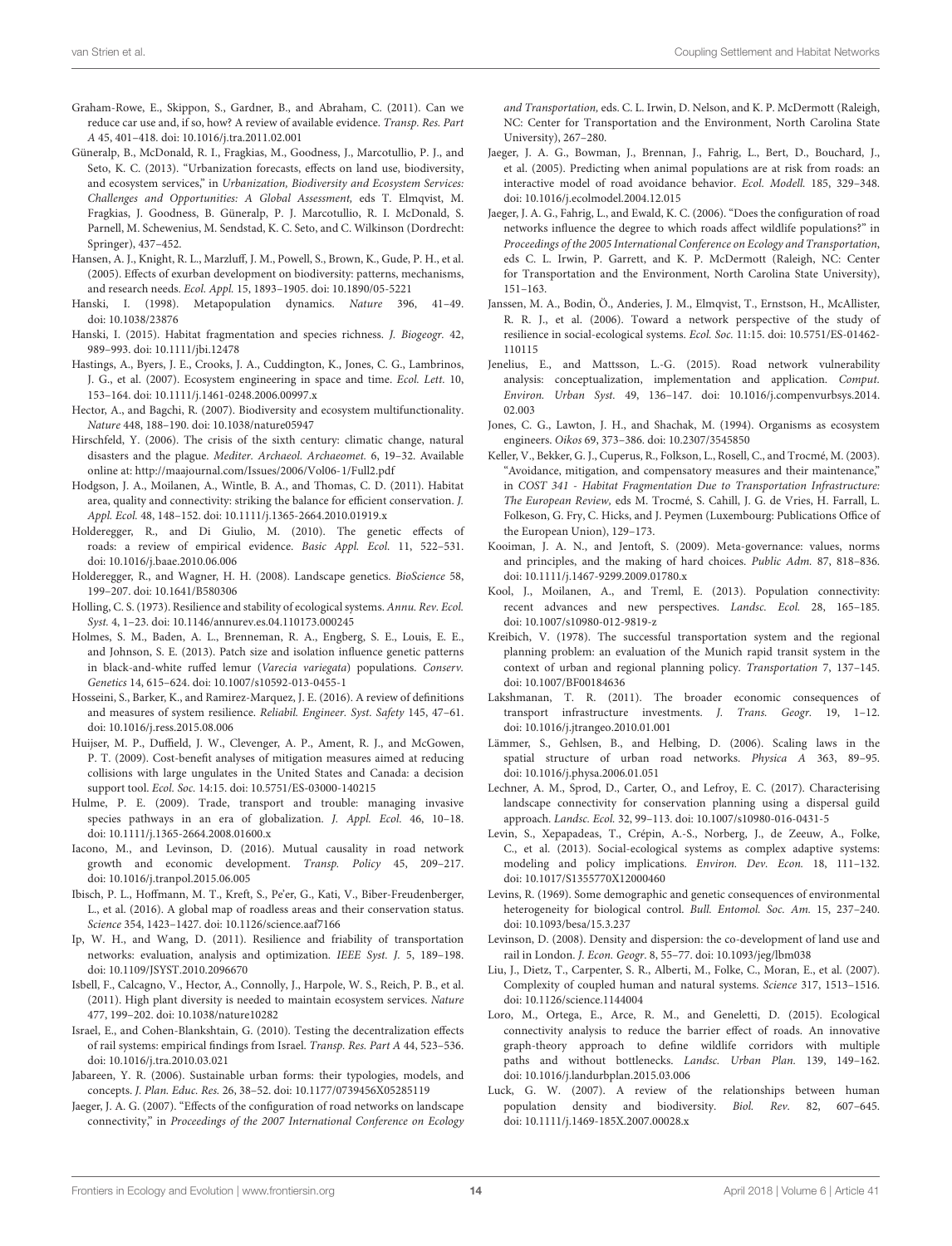Graham-Rowe, E., Skippon, S., Gardner, B., and Abraham, C. (2011). Can we reduce car use and, if so, how? A review of available evidence. *Transp. Res. Part A* 45, 401–418. doi: 10.1016/j.tra.2011.02.001

Güneralp, B., McDonald, R. I., Fragkias, M., Goodness, J., Marcotullio, P. J., and Seto, K. C. (2013). "Urbanization forecasts, effects on land use, biodiversity, and ecosystem services," in *Urbanization, Biodiversity and Ecosystem Services: Challenges and Opportunities: A Global Assessment,* eds T. Elmqvist, M. Fragkias, J. Goodness, B. Güneralp, P. J. Marcotullio, R. I. McDonald, S. Parnell, M. Schewenius, M. Sendstad, K. C. Seto, and C. Wilkinson (Dordrecht: Springer), 437–452.

Hansen, A. J., Knight, R. L., Marzluff, J. M., Powell, S., Brown, K., Gude, P. H., et al. (2005). Effects of exurban development on biodiversity: patterns, mechanisms, and research needs. *Ecol. Appl.* 15, 1893–1905. doi: 10.1890/05-5221

Hanski, I. (1998). Metapopulation dynamics. *Nature* 396, 41–49. doi: 10.1038/23876

Hanski, I. (2015). Habitat fragmentation and species richness. *J. Biogeogr.* 42, 989–993. doi: 10.1111/jbi.12478

Hastings, A., Byers, J. E., Crooks, J. A., Cuddington, K., Jones, C. G., Lambrinos, J. G., et al. (2007). Ecosystem engineering in space and time. *Ecol. Lett.* 10, 153–164. doi: 10.1111/j.1461-0248.2006.00997.x

Hector, A., and Bagchi, R. (2007). Biodiversity and ecosystem multifunctionality. *Nature* 448, 188–190. doi: 10.1038/nature05947

Hirschfeld, Y. (2006). The crisis of the sixth century: climatic change, natural disasters and the plague. *Mediter. Archaeol. Archaeomet.* 6, 19–32. Available online at: http://maajournal.com/Issues/2006/Vol06-1/Full2.pdf

Hodgson, J. A., Moilanen, A., Wintle, B. A., and Thomas, C. D. (2011). Habitat area, quality and connectivity: striking the balance for efficient conservation. *J. Appl. Ecol.* 48, 148–152. doi: 10.1111/j.1365-2664.2010.01919.x

Holderegger, R., and Di Giulio, M. (2010). The genetic effects of roads: a review of empirical evidence. *Basic Appl. Ecol.* 11, 522–531. doi: 10.1016/j.baae.2010.06.006

Holderegger, R., and Wagner, H. H. (2008). Landscape genetics. *BioScience* 58, 199–207. doi: 10.1641/B580306

Holling, C. S. (1973). Resilience and stability of ecological systems. *Annu. Rev. Ecol. Syst.* 4, 1–23. doi: 10.1146/annurev.es.04.110173.000245

Holmes, S. M., Baden, A. L., Brenneman, R. A., Engberg, S. E., Louis, E. E., and Johnson, S. E. (2013). Patch size and isolation influence genetic patterns in black-and-white ruffed lemur (*Varecia variegata*) populations. *Conserv. Genetics* 14, 615–624. doi: 10.1007/s10592-013-0455-1

Hosseini, S., Barker, K., and Ramirez-Marquez, J. E. (2016). A review of definitions and measures of system resilience. *Reliabil. Engineer. Syst. Safety* 145, 47–61. doi: 10.1016/j.ress.2015.08.006

Huijser, M. P., Duffield, J. W., Clevenger, A. P., Ament, R. J., and McGowen, P. T. (2009). Cost-benefit analyses of mitigation measures aimed at reducing collisions with large ungulates in the United States and Canada: a decision support tool. *Ecol. Soc.* 14:15. doi: 10.5751/ES-03000-140215

Hulme, P. E. (2009). Trade, transport and trouble: managing invasive species pathways in an era of globalization. *J. Appl. Ecol.* 46, 10–18. doi: 10.1111/j.1365-2664.2008.01600.x

Iacono, M., and Levinson, D. (2016). Mutual causality in road network growth and economic development. *Transp. Policy* 45, 209–217. doi: 10.1016/j.tranpol.2015.06.005

Ibisch, P. L., Hoffmann, M. T., Kreft, S., Pe'er, G., Kati, V., Biber-Freudenberger, L., et al. (2016). A global map of roadless areas and their conservation status. *Science* 354, 1423–1427. doi: 10.1126/science.aaf7166

Ip, W. H., and Wang, D. (2011). Resilience and friability of transportation networks: evaluation, analysis and optimization. *IEEE Syst. J.* 5, 189–198. doi: 10.1109/JSYST.2010.2096670

Isbell, F., Calcagno, V., Hector, A., Connolly, J., Harpole, W. S., Reich, P. B., et al. (2011). High plant diversity is needed to maintain ecosystem services. *Nature* 477, 199–202. doi: 10.1038/nature10282

Israel, E., and Cohen-Blankshtain, G. (2010). Testing the decentralization effects of rail systems: empirical findings from Israel. *Transp. Res. Part A* 44, 523–536. doi: 10.1016/j.tra.2010.03.021

Jabareen, Y. R. (2006). Sustainable urban forms: their typologies, models, and concepts. *J. Plan. Educ. Res.* 26, 38–52. doi: 10.1177/0739456X05285119

Jaeger, J. A. G. (2007). "Effects of the configuration of road networks on landscape connectivity," in *Proceedings of the 2007 International Conference on Ecology and Transportation,* eds. C. L. Irwin, D. Nelson, and K. P. McDermott (Raleigh, NC: Center for Transportation and the Environment, North Carolina State University), 267–280.

Jaeger, J. A. G., Bowman, J., Brennan, J., Fahrig, L., Bert, D., Bouchard, J., et al. (2005). Predicting when animal populations are at risk from roads: an interactive model of road avoidance behavior. *Ecol. Modell.* 185, 329–348. doi: 10.1016/j.ecolmodel.2004.12.015

Jaeger, J. A. G., Fahrig, L., and Ewald, K. C. (2006). "Does the configuration of road networks influence the degree to which roads affect wildlife populations?" in *Proceedings of the 2005 International Conference on Ecology and Transportation*, eds C. L. Irwin, P. Garrett, and K. P. McDermott (Raleigh, NC: Center for Transportation and the Environment, North Carolina State University), 151–163.

Janssen, M. A., Bodin, Ö., Anderies, J. M., Elmqvist, T., Ernstson, H., McAllister, R. R. J., et al. (2006). Toward a network perspective of the study of resilience in social-ecological systems. *Ecol. Soc.* 11:15. doi: 10.5751/ES-01462-110115

Jenelius, E., and Mattsson, L.-G. (2015). Road network vulnerability analysis: conceptualization, implementation and application. *Comput. Environ. Urban Syst.* 49, 136–147. doi: 10.1016/j.compenvurbsys.2014.02.003

Jones, C. G., Lawton, J. H., and Shachak, M. (1994). Organisms as ecosystem engineers. *Oikos* 69, 373–386. doi: 10.2307/3545850

Keller, V., Bekker, G. J., Cuperus, R., Folkson, L., Rosell, C., and Trocmé, M. (2003). "Avoidance, mitigation, and compensatory measures and their maintenance," in *COST 341 - Habitat Fragmentation Due to Transportation Infrastructure: The European Review,* eds M. Trocmé, S. Cahill, J. G. de Vries, H. Farrall, L. Folkeson, G. Fry, C. Hicks, and J. Peymen (Luxembourg: Publications Office of the European Union), 129–173.

Kooiman, J. A. N., and Jentoft, S. (2009). Meta-governance: values, norms and principles, and the making of hard choices. *Public Adm.* 87, 818–836. doi: 10.1111/j.1467-9299.2009.01780.x

Kool, J., Moilanen, A., and Treml, E. (2013). Population connectivity: recent advances and new perspectives. *Landsc. Ecol.* 28, 165–185. doi: 10.1007/s10980-012-9819-z

Kreibich, V. (1978). The successful transportation system and the regional planning problem: an evaluation of the Munich rapid transit system in the context of urban and regional planning policy. *Transportation* 7, 137–145. doi: 10.1007/BF00184636

Lakshmanan, T. R. (2011). The broader economic consequences of transport infrastructure investments. *J. Trans. Geogr.* 19, 1–12. doi: 10.1016/j.jtrangeo.2010.01.001

Lämmer, S., Gehlsen, B., and Helbing, D. (2006). Scaling laws in the spatial structure of urban road networks. *Physica A* 363, 89–95. doi: 10.1016/j.physa.2006.01.051

Lechner, A. M., Sprod, D., Carter, O., and Lefroy, E. C. (2017). Characterising landscape connectivity for conservation planning using a dispersal guild approach. *Landsc. Ecol.* 32, 99–113. doi: 10.1007/s10980-016-0431-5

Levin, S., Xepapadeas, T., Crépin, A.-S., Norberg, J., de Zeeuw, A., Folke, C., et al. (2013). Social-ecological systems as complex adaptive systems: modeling and policy implications. *Environ. Dev. Econ.* 18, 111–132. doi: 10.1017/S1355770X12000460

Levins, R. (1969). Some demographic and genetic consequences of environmental heterogeneity for biological control. *Bull. Entomol. Soc. Am.* 15, 237–240. doi: 10.1093/besa/15.3.237

Levinson, D. (2008). Density and dispersion: the co-development of land use and rail in London. *J. Econ. Geogr.* 8, 55–77. doi: 10.1093/jeg/lbm038

Liu, J., Dietz, T., Carpenter, S. R., Alberti, M., Folke, C., Moran, E., et al. (2007). Complexity of coupled human and natural systems. *Science* 317, 1513–1516. doi: 10.1126/science.1144004

Loro, M., Ortega, E., Arce, R. M., and Geneletti, D. (2015). Ecological connectivity analysis to reduce the barrier effect of roads. An innovative graph-theory approach to define wildlife corridors with multiple paths and without bottlenecks. *Landsc. Urban Plan.* 139, 149–162. doi: 10.1016/j.landurbplan.2015.03.006

Luck, G. W. (2007). A review of the relationships between human population density and biodiversity. *Biol. Rev.* 82, 607–645. doi: 10.1111/j.1469-185X.2007.00028.x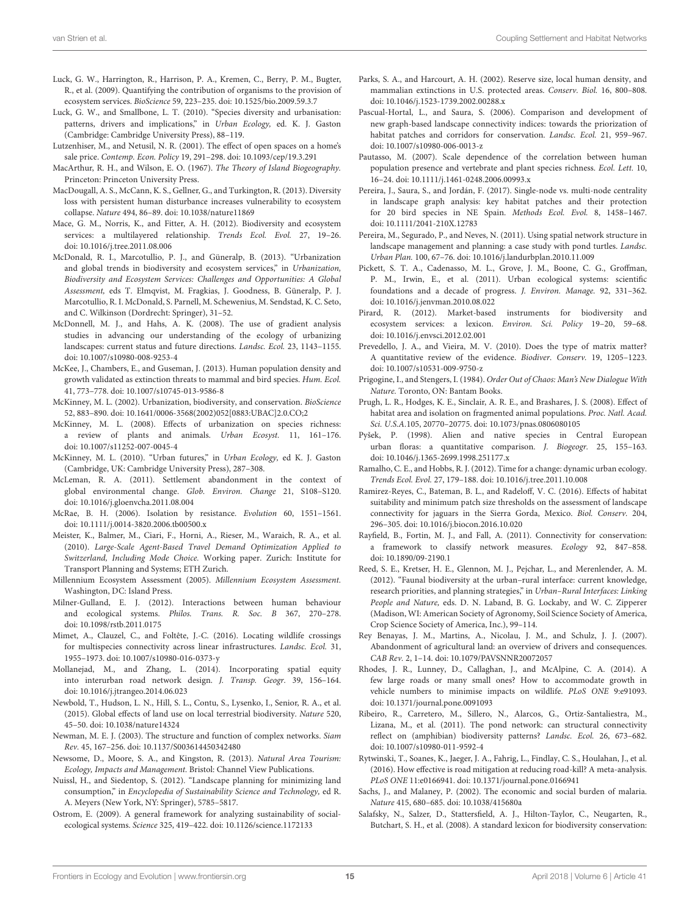Luck, G. W., Harrington, R., Harrison, P. A., Kremen, C., Berry, P. M., Bugter, R., et al. (2009). Quantifying the contribution of organisms to the provision of ecosystem services. *BioScience* 59, 223–235. doi: 10.1525/bio.2009.59.3.7

Luck, G. W., and Smallbone, L. T. (2010). "Species diversity and urbanisation: patterns, drivers and implications," in *Urban Ecology*, ed. K. J. Gaston (Cambridge: Cambridge University Press), 88–119.

Lutzenhiser, M., and Netusil, N. R. (2001). The effect of open spaces on a home's sale price. *Contemp. Econ. Policy* 19, 291–298. doi: 10.1093/cep/19.3.291

MacArthur, R. H., and Wilson, E. O. (1967). *The Theory of Island Biogeography.* Princeton: Princeton University Press.

MacDougall, A. S., McCann, K. S., Gellner, G., and Turkington, R. (2013). Diversity loss with persistent human disturbance increases vulnerability to ecosystem collapse. *Nature* 494, 86–89. doi: 10.1038/nature11869

Mace, G. M., Norris, K., and Fitter, A. H. (2012). Biodiversity and ecosystem services: a multilayered relationship. *Trends Ecol. Evol.* 27, 19–26. doi: 10.1016/j.tree.2011.08.006

McDonald, R. I., Marcotullio, P. J., and Güneralp, B. (2013). "Urbanization and global trends in biodiversity and ecosystem services," in *Urbanization, Biodiversity and Ecosystem Services: Challenges and Opportunities: A Global Assessment,* eds T. Elmqvist, M. Fragkias, J. Goodness, B. Güneralp, P. J. Marcotullio, R. I. McDonald, S. Parnell, M. Schewenius, M. Sendstad, K. C. Seto, and C. Wilkinson (Dordrecht: Springer), 31–52.

McDonnell, M. J., and Hahs, A. K. (2008). The use of gradient analysis studies in advancing our understanding of the ecology of urbanizing landscapes: current status and future directions. *Landsc. Ecol.* 23, 1143–1155. doi: 10.1007/s10980-008-9253-4

McKee, J., Chambers, E., and Guseman, J. (2013). Human population density and growth validated as extinction threats to mammal and bird species. *Hum. Ecol.* 41, 773–778. doi: 10.1007/s10745-013-9586-8

McKinney, M. L. (2002). Urbanization, biodiversity, and conservation. *BioScience* 52, 883–890. doi: 10.1641/0006-3568(2002)052[0883:UBAC]2.0.CO;2

McKinney, M. L. (2008). Effects of urbanization on species richness: a review of plants and animals. *Urban Ecosyst.* 11, 161–176. doi: 10.1007/s11252-007-0045-4

McKinney, M. L. (2010). "Urban futures," in *Urban Ecology,* ed K. J. Gaston (Cambridge, UK: Cambridge University Press), 287–308.

McLeman, R. A. (2011). Settlement abandonment in the context of global environmental change. *Glob. Environ. Change* 21, S108–S120. doi: 10.1016/j.gloenvcha.2011.08.004

McRae, B. H. (2006). Isolation by resistance. *Evolution* 60, 1551–1561. doi: 10.1111/j.0014-3820.2006.tb00500.x

Meister, K., Balmer, M., Ciari, F., Horni, A., Rieser, M., Waraich, R. A., et al. (2010). *Large-Scale Agent-Based Travel Demand Optimization Applied to Switzerland, Including Mode Choice.* Working paper. Zurich: Institute for Transport Planning and Systems; ETH Zurich.

Millennium Ecosystem Assessment (2005). *Millennium Ecosystem Assessment.* Washington, DC: Island Press.

Milner-Gulland, E. J. (2012). Interactions between human behaviour and ecological systems. *Philos. Trans. R. Soc. B* 367, 270–278. doi: 10.1098/rstb.2011.0175

Mimet, A., Clauzel, C., and Foltête, J.-C. (2016). Locating wildlife crossings for multispecies connectivity across linear infrastructures. *Landsc. Ecol.* 31, 1955–1973. doi: 10.1007/s10980-016-0373-y

Mollanejad, M., and Zhang, L. (2014). Incorporating spatial equity into interurban road network design. *J. Transp. Geogr.* 39, 156–164. doi: 10.1016/j.jtrangeo.2014.06.023

Newbold, T., Hudson, L. N., Hill, S. L., Contu, S., Lysenko, I., Senior, R. A., et al. (2015). Global effects of land use on local terrestrial biodiversity. *Nature* 520, 45–50. doi: 10.1038/nature14324

Newman, M. E. J. (2003). The structure and function of complex networks. *Siam Rev.* 45, 167–256. doi: 10.1137/S003614450342480

Newsome, D., Moore, S. A., and Kingston, R. (2013). *Natural Area Tourism: Ecology, Impacts and Management.* Bristol: Channel View Publications.

Nuissl, H., and Siedentop, S. (2012). "Landscape planning for minimizing land consumption," in *Encyclopedia of Sustainability Science and Technology,* ed R. A. Meyers (New York, NY: Springer), 5785–5817.

Ostrom, E. (2009). A general framework for analyzing sustainability of social-ecological systems. *Science* 325, 419–422. doi: 10.1126/science.1172133

Parks, S. A., and Harcourt, A. H. (2002). Reserve size, local human density, and mammalian extinctions in U.S. protected areas. *Conserv. Biol.* 16, 800–808. doi: 10.1046/j.1523-1739.2002.00288.x

Pascual-Hortal, L., and Saura, S. (2006). Comparison and development of new graph-based landscape connectivity indices: towards the priorization of habitat patches and corridors for conservation. *Landsc. Ecol.* 21, 959–967. doi: 10.1007/s10980-006-0013-z

Pautasso, M. (2007). Scale dependence of the correlation between human population presence and vertebrate and plant species richness. *Ecol. Lett.* 10, 16–24. doi: 10.1111/j.1461-0248.2006.00993.x

Pereira, J., Saura, S., and Jordán, F. (2017). Single-node vs. multi-node centrality in landscape graph analysis: key habitat patches and their protection for 20 bird species in NE Spain. *Methods Ecol. Evol.* 8, 1458–1467. doi: 10.1111/2041-210X.12783

Pereira, M., Segurado, P., and Neves, N. (2011). Using spatial network structure in landscape management and planning: a case study with pond turtles. *Landsc. Urban Plan.* 100, 67–76. doi: 10.1016/j.landurbplan.2010.11.009

Pickett, S. T. A., Cadenasso, M. L., Grove, J. M., Boone, C. G., Groffman, P. M., Irwin, E., et al. (2011). Urban ecological systems: scientific foundations and a decade of progress. *J. Environ. Manage.* 92, 331–362. doi: 10.1016/j.jenvman.2010.08.022

Pirard, R. (2012). Market-based instruments for biodiversity and ecosystem services: a lexicon. *Environ. Sci. Policy* 19–20, 59–68. doi: 10.1016/j.envsci.2012.02.001

Prevedello, J. A., and Vieira, M. V. (2010). Does the type of matrix matter? A quantitative review of the evidence. *Biodiver. Conserv.* 19, 1205–1223. doi: 10.1007/s10531-009-9750-z

Prigogine, I., and Stengers, I. (1984). *Order Out of Chaos: Man's New Dialogue With Nature.* Toronto, ON: Bantam Books.

Prugh, L. R., Hodges, K. E., Sinclair, A. R. E., and Brashares, J. S. (2008). Effect of habitat area and isolation on fragmented animal populations. *Proc. Natl. Acad. Sci. U.S.A.*105, 20770–20775. doi: 10.1073/pnas.0806080105

Pyšek, P. (1998). Alien and native species in Central European urban floras: a quantitative comparison. *J. Biogeogr.* 25, 155–163. doi: 10.1046/j.1365-2699.1998.251177.x

Ramalho, C. E., and Hobbs, R. J. (2012). Time for a change: dynamic urban ecology. *Trends Ecol. Evol.* 27, 179–188. doi: 10.1016/j.tree.2011.10.008

Ramirez-Reyes, C., Bateman, B. L., and Radeloff, V. C. (2016). Effects of habitat suitability and minimum patch size thresholds on the assessment of landscape connectivity for jaguars in the Sierra Gorda, Mexico. *Biol. Conserv.* 204, 296–305. doi: 10.1016/j.biocon.2016.10.020

Rayfield, B., Fortin, M. J., and Fall, A. (2011). Connectivity for conservation: a framework to classify network measures. *Ecology* 92, 847–858. doi: 10.1890/09-2190.1

Reed, S. E., Kretser, H. E., Glennon, M. J., Pejchar, L., and Merenlender, A. M. (2012). "Faunal biodiversity at the urban–rural interface: current knowledge, research priorities, and planning strategies," in *Urban–Rural Interfaces: Linking People and Nature,* eds. D. N. Laband, B. G. Lockaby, and W. C. Zipperer (Madison, WI: American Society of Agronomy, Soil Science Society of America, Crop Science Society of America, Inc.), 99–114.

Rey Benayas, J. M., Martins, A., Nicolau, J. M., and Schulz, J. J. (2007). Abandonment of agricultural land: an overview of drivers and consequences. *CAB Rev.* 2, 1–14. doi: 10.1079/PAVSNNR20072057

Rhodes, J. R., Lunney, D., Callaghan, J., and McAlpine, C. A. (2014). A few large roads or many small ones? How to accommodate growth in vehicle numbers to minimise impacts on wildlife. *PLoS ONE* 9:e91093. doi: 10.1371/journal.pone.0091093

Ribeiro, R., Carretero, M., Sillero, N., Alarcos, G., Ortiz-Santaliestra, M., Lizana, M., et al. (2011). The pond network: can structural connectivity reflect on (amphibian) biodiversity patterns? *Landsc. Ecol.* 26, 673–682. doi: 10.1007/s10980-011-9592-4

Rytwinski, T., Soanes, K., Jaeger, J. A., Fahrig, L., Findlay, C. S., Houlahan, J., et al. (2016). How effective is road mitigation at reducing road-kill? A meta-analysis. *PLoS ONE* 11:e0166941. doi: 10.1371/journal.pone.0166941

Sachs, J., and Malaney, P. (2002). The economic and social burden of malaria. *Nature* 415, 680–685. doi: 10.1038/415680a

Salafsky, N., Salzer, D., Stattersfield, A. J., Hilton-Taylor, C., Neugarten, R., Butchart, S. H., et al. (2008). A standard lexicon for biodiversity conservation: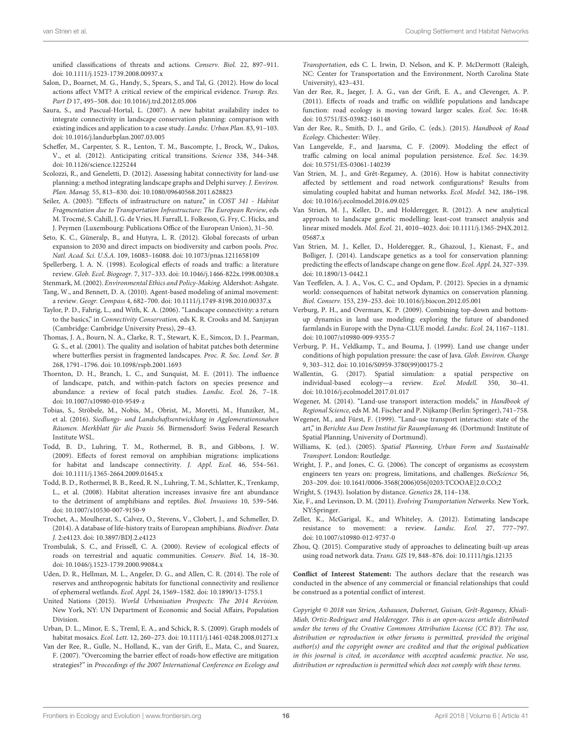unified classifications of threats and actions. *Conserv. Biol.* 22, 897–911. doi: 10.1111/j.1523-1739.2008.00937.x

Salon, D., Boarnet, M. G., Handy, S., Spears, S., and Tal, G. (2012). How do local actions affect VMT? A critical review of the empirical evidence. *Transp. Res. Part D* 17, 495–508. doi: 10.1016/j.trd.2012.05.006

Saura, S., and Pascual-Hortal, L. (2007). A new habitat availability index to integrate connectivity in landscape conservation planning: comparison with existing indices and application to a case study. *Landsc. Urban Plan.* 83, 91–103. doi: 10.1016/j.landurbplan.2007.03.005

Scheffer, M., Carpenter, S. R., Lenton, T. M., Bascompte, J., Brock, W., Dakos, V., et al. (2012). Anticipating critical transitions. *Science* 338, 344–348. doi: 10.1126/science.1225244

Scolozzi, R., and Geneletti, D. (2012). Assessing habitat connectivity for land-use planning: a method integrating landscape graphs and Delphi survey. *J. Environ. Plan. Manag.* 55, 813–830. doi: 10.1080/09640568.2011.628823

Seiler, A. (2003). "Effects of infrastructure on nature," in *COST 341 - Habitat Fragmentation due to Transportation Infrastructure: The European Review*, eds M. Trocmé, S. Cahill, J. G. de Vries, H. Farrall, L. Folkeson, G. Fry, C. Hicks, and J. Peymen (Luxembourg: Publications Office of the European Union), 31–50.

Seto, K. C., Güneralp, B., and Hutyra, L. R. (2012). Global forecasts of urban expansion to 2030 and direct impacts on biodiversity and carbon pools. *Proc. Natl. Acad. Sci. U.S.A.* 109, 16083–16088. doi: 10.1073/pnas.1211658109

Spellerberg, I. A. N. (1998). Ecological effects of roads and traffic: a literature review. *Glob. Ecol. Biogeogr.* 7, 317–333. doi: 10.1046/j.1466-822x.1998.00308.x

Stenmark, M. (2002). *Environmental Ethics and Policy-Making*. Aldershot: Ashgate.

Tang, W., and Bennett, D. A. (2010). Agent-based modeling of animal movement: a review. *Geogr. Compass* 4, 682–700. doi: 10.1111/j.1749-8198.2010.00337.x

Taylor, P. D., Fahrig, L., and With, K. A. (2006). "Landscape connectivity: a return to the basics," in *Connectivity Conservation*, eds K. R. Crooks and M. Sanjayan (Cambridge: Cambridge University Press), 29–43.

Thomas, J. A., Bourn, N. A., Clarke, R. T., Stewart, K. E., Simcox, D. J., Pearman, G. S., et al. (2001). The quality and isolation of habitat patches both determine where butterflies persist in fragmented landscapes. *Proc. R. Soc. Lond. Ser. B* 268, 1791–1796. doi: 10.1098/rspb.2001.1693

Thornton, D. H., Branch, L. C., and Sunquist, M. E. (2011). The influence of landscape, patch, and within-patch factors on species presence and abundance: a review of focal patch studies. *Landsc. Ecol.* 26, 7–18. doi: 10.1007/s10980-010-9549-z

Tobias, S., Ströbele, M., Nobis, M., Obrist, M., Moretti, M., Hunziker, M., et al. (2016). *Siedlungs- und Landschaftsentwicklung in Agglomerationsnahen Räumen. Merkblatt für die Praxis 56.* Birmensdorf: Swiss Federal Research Institute WSL.

Todd, B. D., Luhring, T. M., Rothermel, B. B., and Gibbons, J. W. (2009). Effects of forest removal on amphibian migrations: implications for habitat and landscape connectivity. *J. Appl. Ecol.* 46, 554–561. doi: 10.1111/j.1365-2664.2009.01645.x

Todd, B. D., Rothermel, B. B., Reed, R. N., Luhring, T. M., Schlatter, K., Trenkamp, L., et al. (2008). Habitat alteration increases invasive fire ant abundance to the detriment of amphibians and reptiles. *Biol. Invasions* 10, 539–546. doi: 10.1007/s10530-007-9150-9

Trochet, A., Moulherat, S., Calvez, O., Stevens, V., Clobert, J., and Schmeller, D. (2014). A database of life-history traits of European amphibians. *Biodiver. Data J.* 2:e4123. doi: 10.3897/BDJ.2.e4123

Trombulak, S. C., and Frissell, C. A. (2000). Review of ecological effects of roads on terrestrial and aquatic communities. *Conserv. Biol.* 14, 18–30. doi: 10.1046/j.1523-1739.2000.99084.x

Uden, D. R., Hellman, M. L., Angeler, D. G., and Allen, C. R. (2014). The role of reserves and anthropogenic habitats for functional connectivity and resilience of ephemeral wetlands. *Ecol. Appl.* 24, 1569–1582. doi: 10.1890/13-1755.1

United Nations (2015). *World Urbanisation Prospects: The 2014 Revision.* New York, NY: UN Department of Economic and Social Affairs, Population Division.

Urban, D. L., Minor, E. S., Treml, E. A., and Schick, R. S. (2009). Graph models of habitat mosaics. *Ecol. Lett.* 12, 260–273. doi: 10.1111/j.1461-0248.2008.01271.x

Van der Ree, R., Gulle, N., Holland, K., van der Grift, E., Mata, C., and Suarez, F. (2007). "Overcoming the barrier effect of roads-how effective are mitigation strategies?" in *Proceedings of the 2007 International Conference on Ecology and Transportation*, eds C. L. Irwin, D. Nelson, and K. P. McDermott (Raleigh, NC: Center for Transportation and the Environment, North Carolina State University), 423–431.

Van der Ree, R., Jaeger, J. A. G., van der Grift, E. A., and Clevenger, A. P. (2011). Effects of roads and traffic on wildlife populations and landscape function: road ecology is moving toward larger scales. *Ecol. Soc.* 16:48. doi: 10.5751/ES-03982-160148

Van der Ree, R., Smith, D. J., and Grilo, C. (eds.). (2015). *Handbook of Road Ecology*. Chichester: Wiley.

Van Langevelde, F., and Jaarsma, C. F. (2009). Modeling the effect of traffic calming on local animal population persistence. *Ecol. Soc.* 14:39. doi: 10.5751/ES-03061-140239

Van Strien, M. J., and Grêt-Regamey, A. (2016). How is habitat connectivity affected by settlement and road network configurations? Results from simulating coupled habitat and human networks. *Ecol. Model.* 342, 186–198. doi: 10.1016/j.ecolmodel.2016.09.025

Van Strien, M. J., Keller, D., and Holderegger, R. (2012). A new analytical approach to landscape genetic modelling: least-cost transect analysis and linear mixed models. *Mol. Ecol.* 21, 4010–4023. doi: 10.1111/j.1365-294X.2012.05687.x

Van Strien, M. J., Keller, D., Holderegger, R., Ghazoul, J., Kienast, F., and Bolliger, J. (2014). Landscape genetics as a tool for conservation planning: predicting the effects of landscape change on gene flow. *Ecol. Appl.* 24, 327–339. doi: 10.1890/13-0442.1

Van Teeffelen, A. J. A., Vos, C. C., and Opdam, P. (2012). Species in a dynamic world: consequences of habitat network dynamics on conservation planning. *Biol. Conserv.* 153, 239–253. doi: 10.1016/j.biocon.2012.05.001

Verburg, P. H., and Overmars, K. P. (2009). Combining top-down and bottom-up dynamics in land use modeling: exploring the future of abandoned farmlands in Europe with the Dyna-CLUE model. *Landsc. Ecol.* 24, 1167–1181. doi: 10.1007/s10980-009-9355-7

Verburg, P. H., Veldkamp, T., and Bouma, J. (1999). Land use change under conditions of high population pressure: the case of Java. *Glob. Environ. Change* 9, 303–312. doi: 10.1016/S0959-3780(99)00175-2

Wallentin, G. (2017). Spatial simulation: a spatial perspective on individual-based ecology—a review. *Ecol. Modell.* 350, 30–41. doi: 10.1016/j.ecolmodel.2017.01.017

Wegener, M. (2014). "Land-use transport interaction models," in *Handbook of Regional Science*, eds M. M. Fischer and P. Nijkamp (Berlin: Springer), 741–758.

Wegener, M., and Fürst, F. (1999). "Land-use transport interaction: state of the art," in *Berichte Aus Dem Institut für Raumplanung 46.* (Dortmund: Institute of Spatial Planning, University of Dortmund).

Williams, K. (ed.). (2005). *Spatial Planning, Urban Form and Sustainable Transport*. London: Routledge.

Wright, J. P., and Jones, C. G. (2006). The concept of organisms as ecosystem engineers ten years on: progress, limitations, and challenges. *BioScience* 56, 203–209. doi: 10.1641/0006-3568(2006)056[0203:TCOOAE]2.0.CO;2

Wright, S. (1943). Isolation by distance. *Genetics* 28, 114–138.

Xie, F., and Levinson, D. M. (2011). *Evolving Transportation Networks*. New York, NY:Springer.

Zeller, K., McGarigal, K., and Whiteley, A. (2012). Estimating landscape resistance to movement: a review. *Landsc. Ecol.* 27, 777–797. doi: 10.1007/s10980-012-9737-0

Zhou, Q. (2015). Comparative study of approaches to delineating built-up areas using road network data. *Trans. GIS* 19, 848–876. doi: 10.1111/tgis.12135

**Conflict of Interest Statement:** The authors declare that the research was conducted in the absence of any commercial or financial relationships that could be construed as a potential conflict of interest.

*Copyright © 2018 van Strien, Axhausen, Dubernet, Guisan, Grêt-Regamey, Khiali-Miab, Ortiz-Rodríguez and Holderegger. This is an open-access article distributed under the terms of the Creative Commons Attribution License (CC BY). The use, distribution or reproduction in other forums is permitted, provided the original author(s) and the copyright owner are credited and that the original publication in this journal is cited, in accordance with accepted academic practice. No use, distribution or reproduction is permitted which does not comply with these terms.*